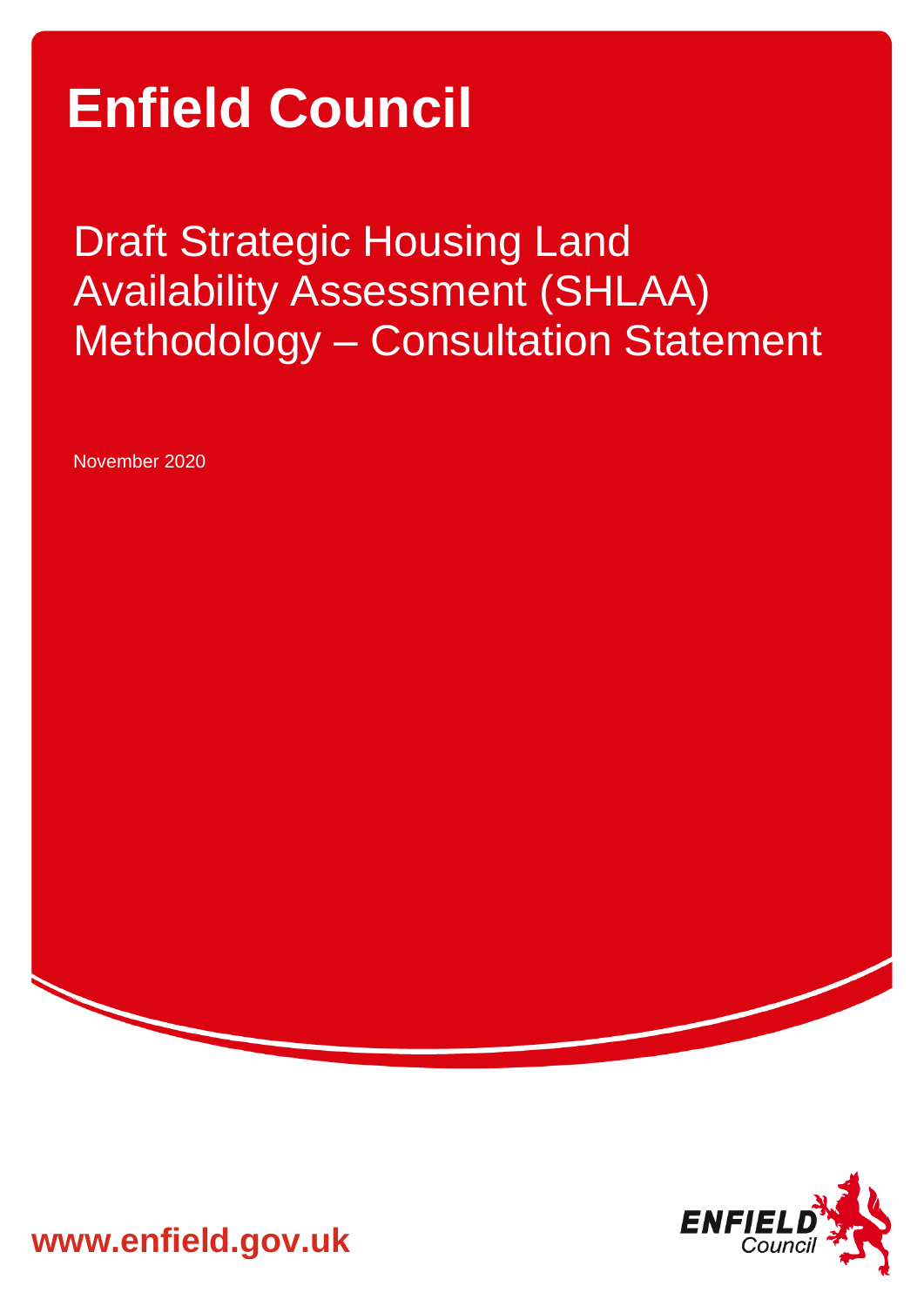# Enfield Council

## Draft Strategic Housing Land Availability Assessment (SHLAA) Methodology – Consultation Statement

November 2020

www.enfield.gov.uk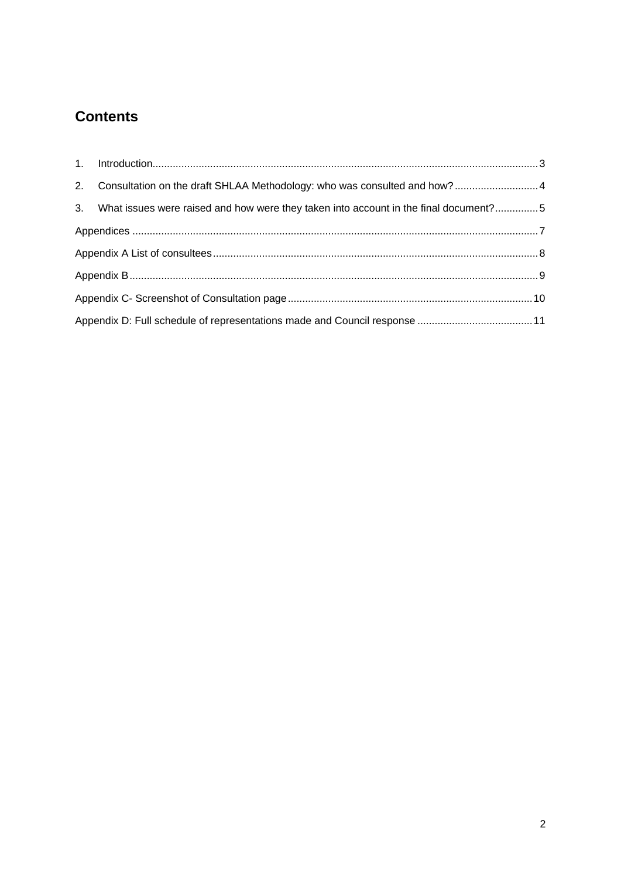# Contents

1. Introduction.....3
2. Consultation on the draft SHLAA Methodology: who was consulted and how?.....4
3. What issues were raised and how were they taken into account in the final document?.....5

Appendices.....7

Appendix A List of consultees.....8

Appendix B.....9

Appendix C- Screenshot of Consultation page.....10

Appendix D: Full schedule of representations made and Council response.....11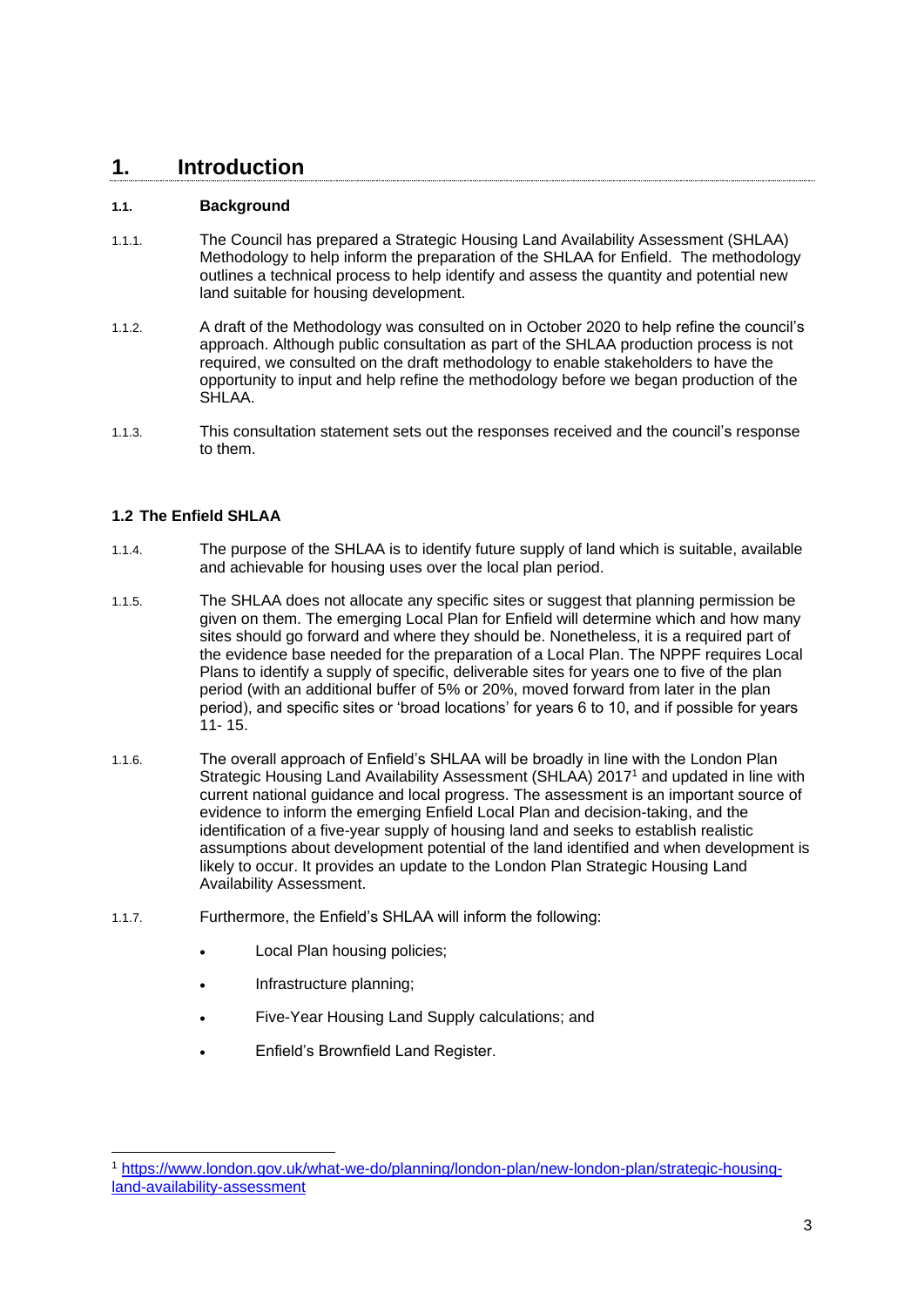# 1. Introduction

## 1.1. Background

1.1.1. The Council has prepared a Strategic Housing Land Availability Assessment (SHLAA) Methodology to help inform the preparation of the SHLAA for Enfield. The methodology outlines a technical process to help identify and assess the quantity and potential new land suitable for housing development.

1.1.2. A draft of the Methodology was consulted on in October 2020 to help refine the council's approach. Although public consultation as part of the SHLAA production process is not required, we consulted on the draft methodology to enable stakeholders to have the opportunity to input and help refine the methodology before we began production of the SHLAA.

1.1.3. This consultation statement sets out the responses received and the council's response to them.

## 1.2 The Enfield SHLAA

1.1.4. The purpose of the SHLAA is to identify future supply of land which is suitable, available and achievable for housing uses over the local plan period.

1.1.5. The SHLAA does not allocate any specific sites or suggest that planning permission be given on them. The emerging Local Plan for Enfield will determine which and how many sites should go forward and where they should be. Nonetheless, it is a required part of the evidence base needed for the preparation of a Local Plan. The NPPF requires Local Plans to identify a supply of specific, deliverable sites for years one to five of the plan period (with an additional buffer of 5% or 20%, moved forward from later in the plan period), and specific sites or 'broad locations' for years 6 to 10, and if possible for years 11- 15.

1.1.6. The overall approach of Enfield's SHLAA will be broadly in line with the London Plan Strategic Housing Land Availability Assessment (SHLAA) 2017[1] and updated in line with current national guidance and local progress. The assessment is an important source of evidence to inform the emerging Enfield Local Plan and decision-taking, and the identification of a five-year supply of housing land and seeks to establish realistic assumptions about development potential of the land identified and when development is likely to occur. It provides an update to the London Plan Strategic Housing Land Availability Assessment.

1.1.7. Furthermore, the Enfield's SHLAA will inform the following:

- Local Plan housing policies;
- Infrastructure planning;
- Five-Year Housing Land Supply calculations; and
- Enfield's Brownfield Land Register.

---

[1] https://www.london.gov.uk/what-we-do/planning/london-plan/new-london-plan/strategic-housing-land-availability-assessment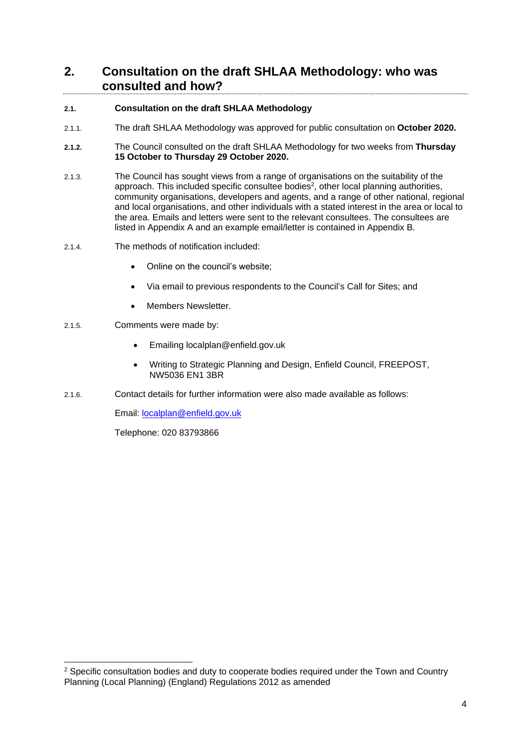## 2. Consultation on the draft SHLAA Methodology: who was consulted and how?

### 2.1. Consultation on the draft SHLAA Methodology

2.1.1. The draft SHLAA Methodology was approved for public consultation on **October 2020.**

**2.1.2.** The Council consulted on the draft SHLAA Methodology for two weeks from **Thursday 15 October to Thursday 29 October 2020.**

2.1.3. The Council has sought views from a range of organisations on the suitability of the approach. This included specific consultee bodies[2], other local planning authorities, community organisations, developers and agents, and a range of other national, regional and local organisations, and other individuals with a stated interest in the area or local to the area. Emails and letters were sent to the relevant consultees. The consultees are listed in Appendix A and an example email/letter is contained in Appendix B.

2.1.4. The methods of notification included:

- Online on the council's website;
- Via email to previous respondents to the Council's Call for Sites; and
- Members Newsletter.

2.1.5. Comments were made by:

- Emailing localplan@enfield.gov.uk
- Writing to Strategic Planning and Design, Enfield Council, FREEPOST, NW5036 EN1 3BR

2.1.6. Contact details for further information were also made available as follows:

Email: localplan@enfield.gov.uk

Telephone: 020 83793866

---

[2] Specific consultation bodies and duty to cooperate bodies required under the Town and Country Planning (Local Planning) (England) Regulations 2012 as amended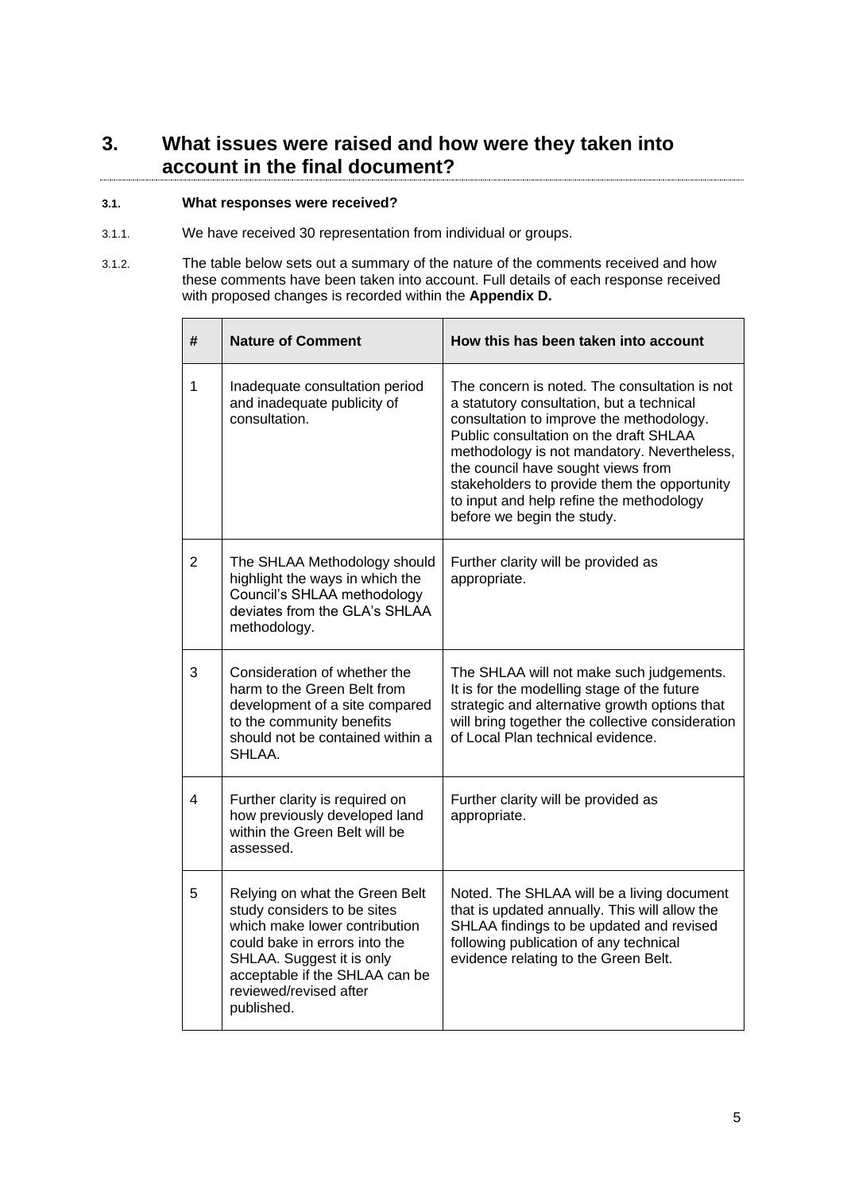# 3. What issues were raised and how were they taken into account in the final document?

### 3.1. What responses were received?

3.1.1. We have received 30 representation from individual or groups.

3.1.2. The table below sets out a summary of the nature of the comments received and how these comments have been taken into account. Full details of each response received with proposed changes is recorded within the **Appendix D.**

| # | Nature of Comment | How this has been taken into account |
|---|---|---|
| 1 | Inadequate consultation period and inadequate publicity of consultation. | The concern is noted. The consultation is not a statutory consultation, but a technical consultation to improve the methodology. Public consultation on the draft SHLAA methodology is not mandatory. Nevertheless, the council have sought views from stakeholders to provide them the opportunity to input and help refine the methodology before we begin the study. |
| 2 | The SHLAA Methodology should highlight the ways in which the Council's SHLAA methodology deviates from the GLA's SHLAA methodology. | Further clarity will be provided as appropriate. |
| 3 | Consideration of whether the harm to the Green Belt from development of a site compared to the community benefits should not be contained within a SHLAA. | The SHLAA will not make such judgements. It is for the modelling stage of the future strategic and alternative growth options that will bring together the collective consideration of Local Plan technical evidence. |
| 4 | Further clarity is required on how previously developed land within the Green Belt will be assessed. | Further clarity will be provided as appropriate. |
| 5 | Relying on what the Green Belt study considers to be sites which make lower contribution could bake in errors into the SHLAA. Suggest it is only acceptable if the SHLAA can be reviewed/revised after published. | Noted. The SHLAA will be a living document that is updated annually. This will allow the SHLAA findings to be updated and revised following publication of any technical evidence relating to the Green Belt. |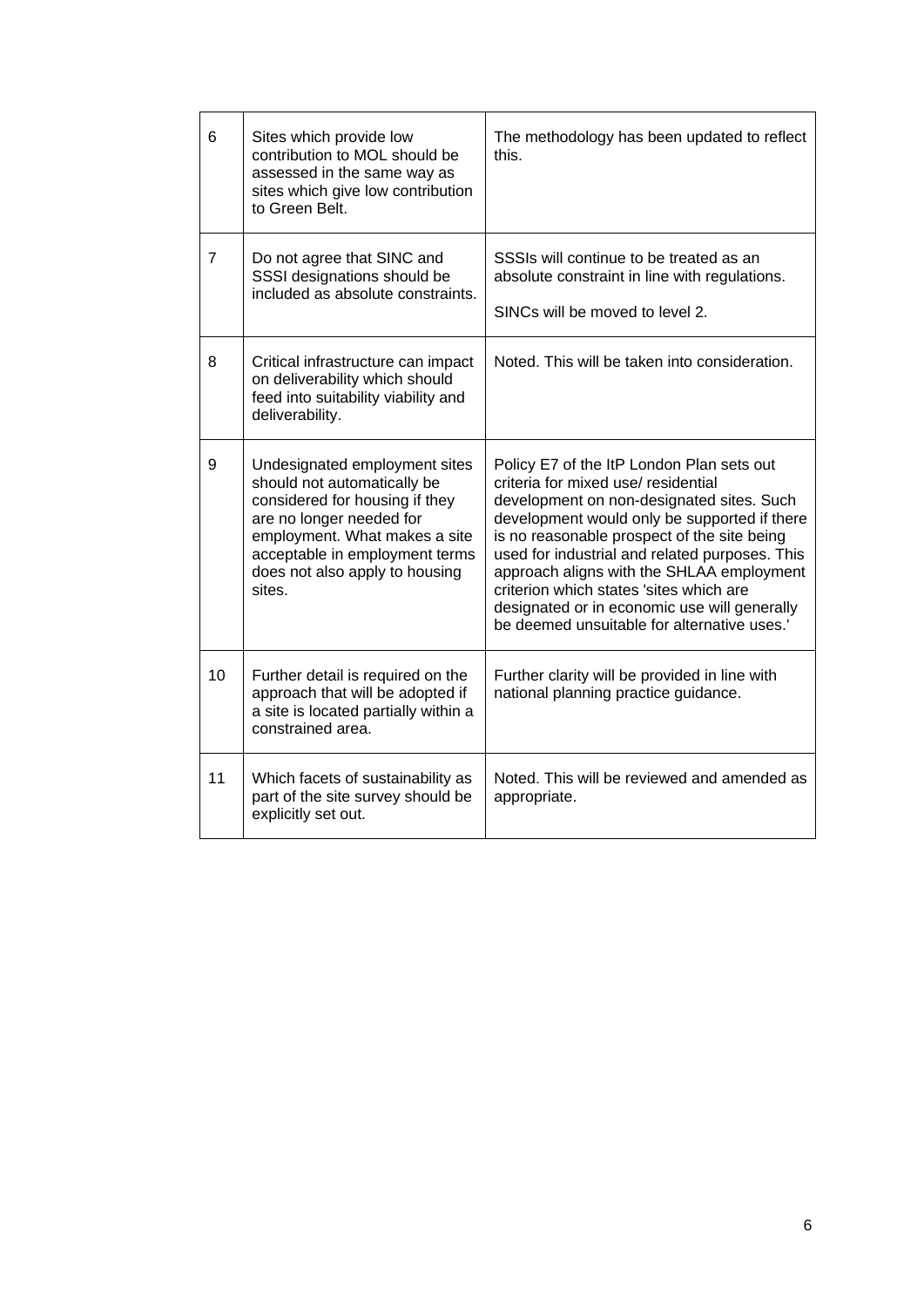| | | |
|---|---|---|
| 6 | Sites which provide low contribution to MOL should be assessed in the same way as sites which give low contribution to Green Belt. | The methodology has been updated to reflect this. |
| 7 | Do not agree that SINC and SSSI designations should be included as absolute constraints. | SSSIs will continue to be treated as an absolute constraint in line with regulations.<br><br>SINCs will be moved to level 2. |
| 8 | Critical infrastructure can impact on deliverability which should feed into suitability viability and deliverability. | Noted. This will be taken into consideration. |
| 9 | Undesignated employment sites should not automatically be considered for housing if they are no longer needed for employment. What makes a site acceptable in employment terms does not also apply to housing sites. | Policy E7 of the ItP London Plan sets out criteria for mixed use/ residential development on non-designated sites. Such development would only be supported if there is no reasonable prospect of the site being used for industrial and related purposes. This approach aligns with the SHLAA employment criterion which states 'sites which are designated or in economic use will generally be deemed unsuitable for alternative uses.' |
| 10 | Further detail is required on the approach that will be adopted if a site is located partially within a constrained area. | Further clarity will be provided in line with national planning practice guidance. |
| 11 | Which facets of sustainability as part of the site survey should be explicitly set out. | Noted. This will be reviewed and amended as appropriate. |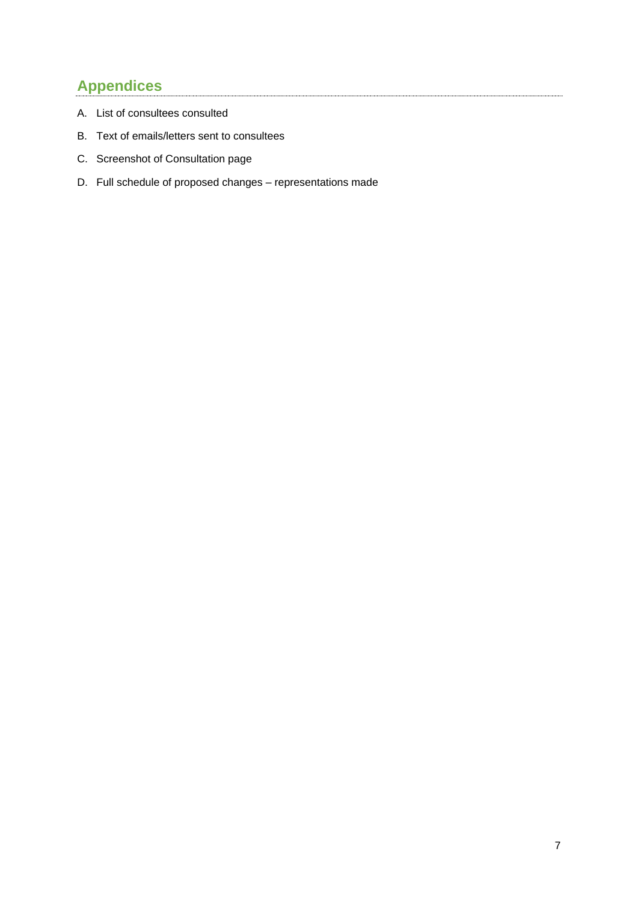## Appendices

A. List of consultees consulted

B. Text of emails/letters sent to consultees

C. Screenshot of Consultation page

D. Full schedule of proposed changes – representations made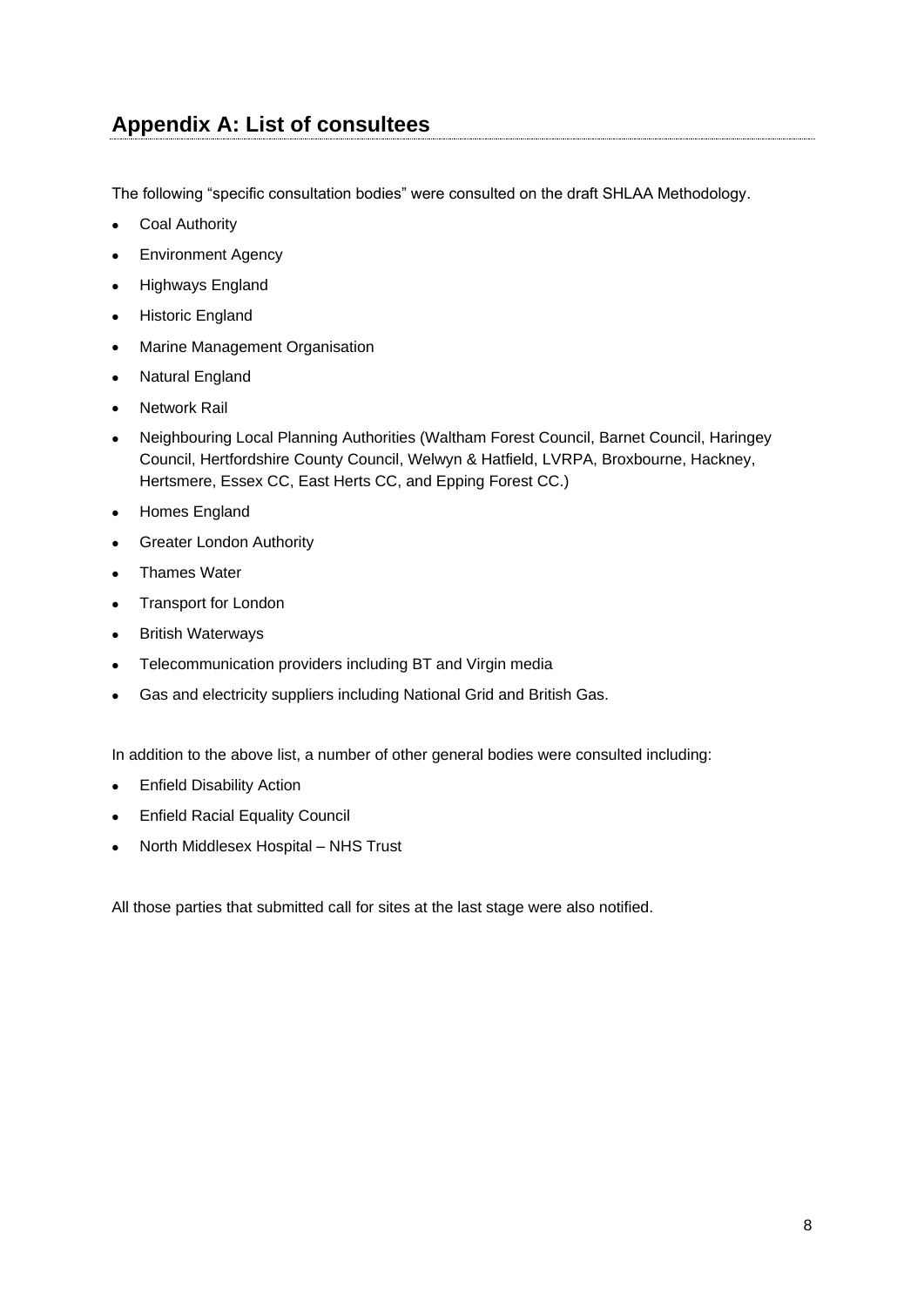## Appendix A: List of consultees

The following "specific consultation bodies" were consulted on the draft SHLAA Methodology.

- Coal Authority
- Environment Agency
- Highways England
- Historic England
- Marine Management Organisation
- Natural England
- Network Rail
- Neighbouring Local Planning Authorities (Waltham Forest Council, Barnet Council, Haringey Council, Hertfordshire County Council, Welwyn & Hatfield, LVRPA, Broxbourne, Hackney, Hertsmere, Essex CC, East Herts CC, and Epping Forest CC.)
- Homes England
- Greater London Authority
- Thames Water
- Transport for London
- British Waterways
- Telecommunication providers including BT and Virgin media
- Gas and electricity suppliers including National Grid and British Gas.

In addition to the above list, a number of other general bodies were consulted including:

- Enfield Disability Action
- Enfield Racial Equality Council
- North Middlesex Hospital – NHS Trust

All those parties that submitted call for sites at the last stage were also notified.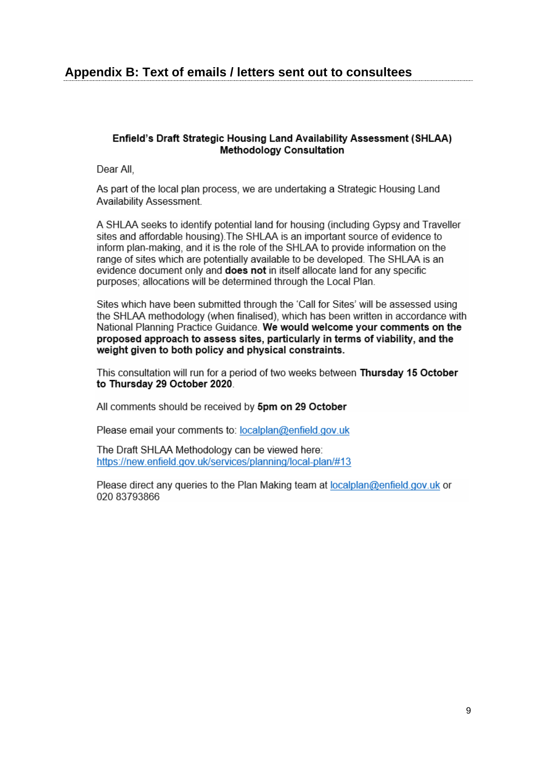## Appendix B: Text of emails / letters sent out to consultees

**Enfield's Draft Strategic Housing Land Availability Assessment (SHLAA) Methodology Consultation**

Dear All,

As part of the local plan process, we are undertaking a Strategic Housing Land Availability Assessment.

A SHLAA seeks to identify potential land for housing (including Gypsy and Traveller sites and affordable housing).The SHLAA is an important source of evidence to inform plan-making, and it is the role of the SHLAA to provide information on the range of sites which are potentially available to be developed. The SHLAA is an evidence document only and **does not** in itself allocate land for any specific purposes; allocations will be determined through the Local Plan.

Sites which have been submitted through the 'Call for Sites' will be assessed using the SHLAA methodology (when finalised), which has been written in accordance with National Planning Practice Guidance. **We would welcome your comments on the proposed approach to assess sites, particularly in terms of viability, and the weight given to both policy and physical constraints.**

This consultation will run for a period of two weeks between **Thursday 15 October to Thursday 29 October 2020**.

All comments should be received by **5pm on 29 October**

Please email your comments to: localplan@enfield.gov.uk

The Draft SHLAA Methodology can be viewed here: https://new.enfield.gov.uk/services/planning/local-plan/#13

Please direct any queries to the Plan Making team at localplan@enfield.gov.uk or 020 83793866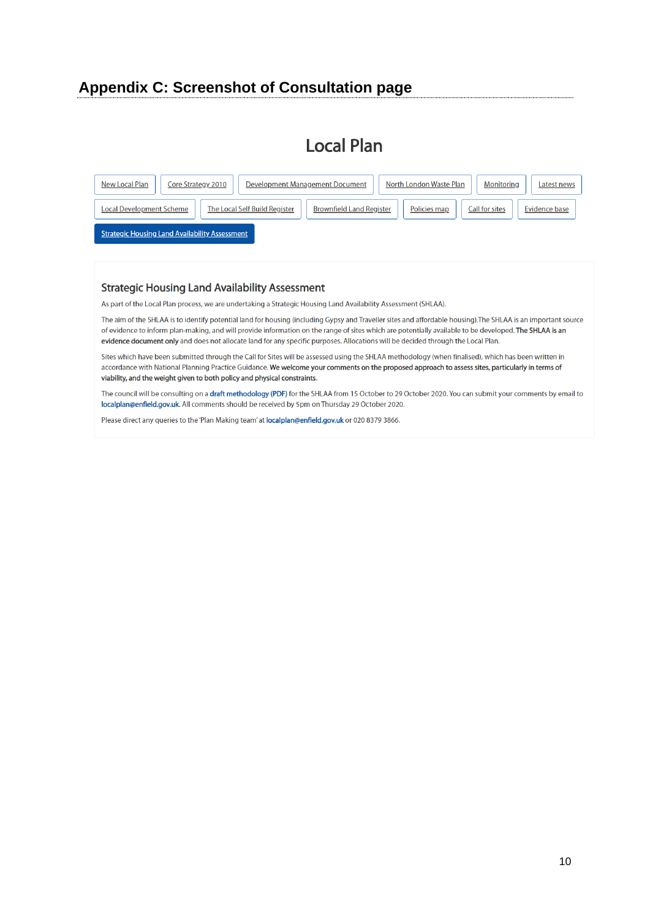## Appendix C: Screenshot of Consultation page

# Local Plan

New Local Plan | Core Strategy 2010 | Development Management Document | North London Waste Plan | Monitoring | Latest news

Local Development Scheme | The Local Self Build Register | Brownfield Land Register | Policies map | Call for sites | Evidence base

Strategic Housing Land Availability Assessment

### Strategic Housing Land Availability Assessment

As part of the Local Plan process, we are undertaking a Strategic Housing Land Availability Assessment (SHLAA).

The aim of the SHLAA is to identify potential land for housing (including Gypsy and Traveller sites and affordable housing).The SHLAA is an important source of evidence to inform plan-making, and will provide information on the range of sites which are potentially available to be developed. **The SHLAA is an evidence document only** and does not allocate land for any specific purposes. Allocations will be decided through the Local Plan.

Sites which have been submitted through the Call for Sites will be assessed using the SHLAA methodology (when finalised), which has been written in accordance with National Planning Practice Guidance. **We welcome your comments on the proposed approach to assess sites, particularly in terms of viability, and the weight given to both policy and physical constraints.**

The council will be consulting on a **draft methodology (PDF)** for the SHLAA from 15 October to 29 October 2020. You can submit your comments by email to **localplan@enfield.gov.uk**. All comments should be received by 5pm on Thursday 29 October 2020.

Please direct any queries to the 'Plan Making team' at **localplan@enfield.gov.uk** or 020 8379 3866.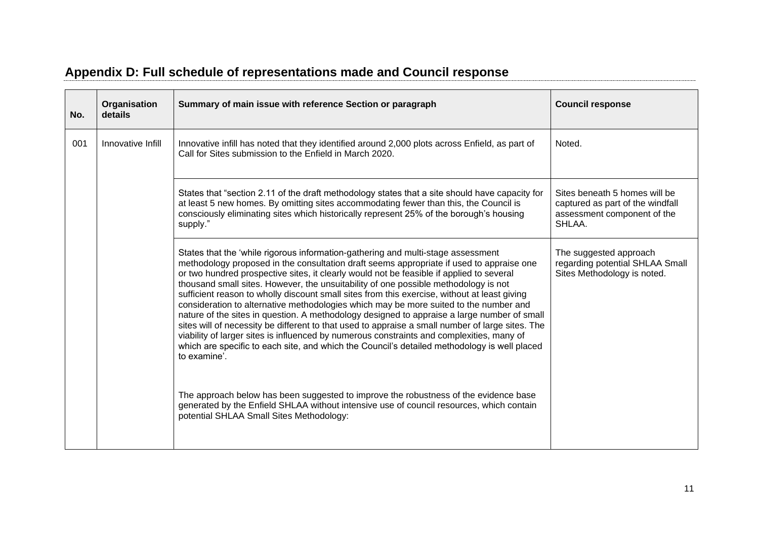## Appendix D: Full schedule of representations made and Council response

| No. | Organisation details | Summary of main issue with reference Section or paragraph | Council response |
|---|---|---|---|
| 001 | Innovative Infill | Innovative infill has noted that they identified around 2,000 plots across Enfield, as part of Call for Sites submission to the Enfield in March 2020. | Noted. |
| | | States that "section 2.11 of the draft methodology states that a site should have capacity for at least 5 new homes. By omitting sites accommodating fewer than this, the Council is consciously eliminating sites which historically represent 25% of the borough's housing supply." | Sites beneath 5 homes will be captured as part of the windfall assessment component of the SHLAA. |
| | | States that the 'while rigorous information-gathering and multi-stage assessment methodology proposed in the consultation draft seems appropriate if used to appraise one or two hundred prospective sites, it clearly would not be feasible if applied to several thousand small sites. However, the unsuitability of one possible methodology is not sufficient reason to wholly discount small sites from this exercise, without at least giving consideration to alternative methodologies which may be more suited to the number and nature of the sites in question. A methodology designed to appraise a large number of small sites will of necessity be different to that used to appraise a small number of large sites. The viability of larger sites is influenced by numerous constraints and complexities, many of which are specific to each site, and which the Council's detailed methodology is well placed to examine'.<br><br>The approach below has been suggested to improve the robustness of the evidence base generated by the Enfield SHLAA without intensive use of council resources, which contain potential SHLAA Small Sites Methodology: | The suggested approach regarding potential SHLAA Small Sites Methodology is noted. |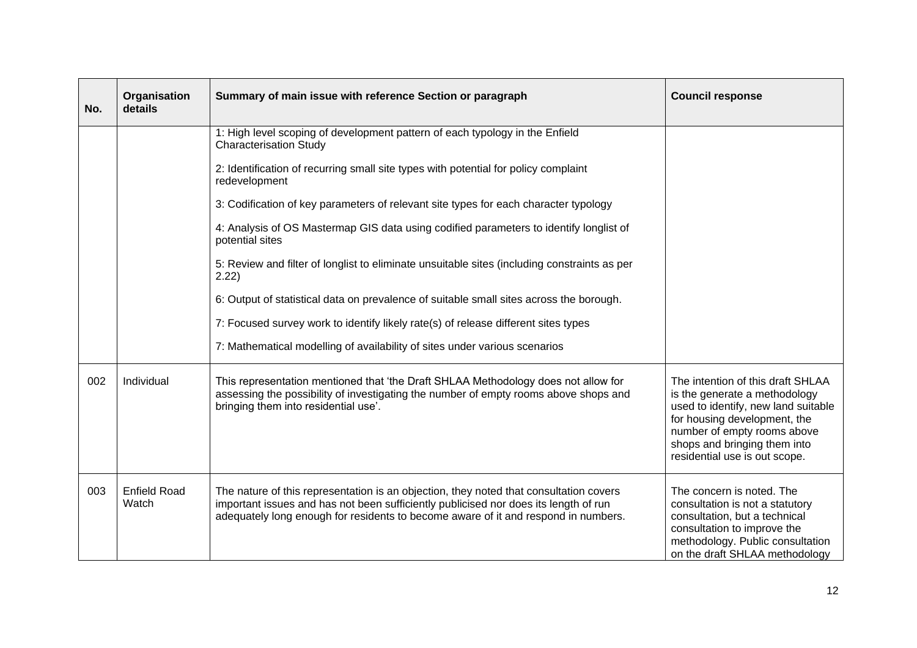| No. | Organisation details | Summary of main issue with reference Section or paragraph | Council response |
|---|---|---|---|
| | | 1: High level scoping of development pattern of each typology in the Enfield Characterisation Study<br><br>2: Identification of recurring small site types with potential for policy complaint redevelopment<br><br>3: Codification of key parameters of relevant site types for each character typology<br><br>4: Analysis of OS Mastermap GIS data using codified parameters to identify longlist of potential sites<br><br>5: Review and filter of longlist to eliminate unsuitable sites (including constraints as per 2.22)<br><br>6: Output of statistical data on prevalence of suitable small sites across the borough.<br><br>7: Focused survey work to identify likely rate(s) of release different sites types<br><br>7: Mathematical modelling of availability of sites under various scenarios | |
| 002 | Individual | This representation mentioned that 'the Draft SHLAA Methodology does not allow for assessing the possibility of investigating the number of empty rooms above shops and bringing them into residential use'. | The intention of this draft SHLAA is the generate a methodology used to identify, new land suitable for housing development, the number of empty rooms above shops and bringing them into residential use is out scope. |
| 003 | Enfield Road Watch | The nature of this representation is an objection, they noted that consultation covers important issues and has not been sufficiently publicised nor does its length of run adequately long enough for residents to become aware of it and respond in numbers. | The concern is noted. The consultation is not a statutory consultation, but a technical consultation to improve the methodology. Public consultation on the draft SHLAA methodology |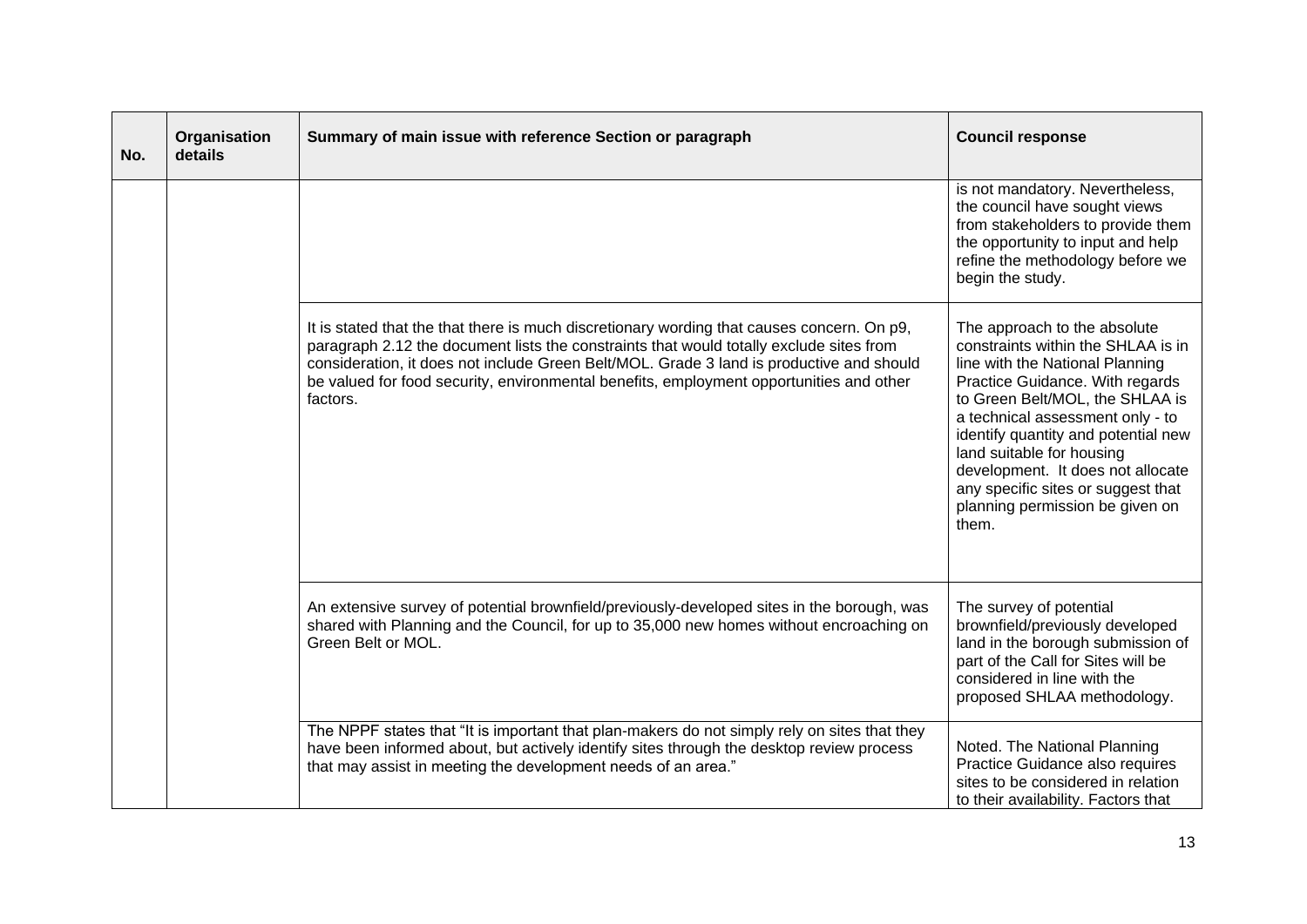| No. | Organisation details | Summary of main issue with reference Section or paragraph | Council response |
|---|---|---|---|
| | | | is not mandatory. Nevertheless, the council have sought views from stakeholders to provide them the opportunity to input and help refine the methodology before we begin the study. |
| | | It is stated that the that there is much discretionary wording that causes concern. On p9, paragraph 2.12 the document lists the constraints that would totally exclude sites from consideration, it does not include Green Belt/MOL. Grade 3 land is productive and should be valued for food security, environmental benefits, employment opportunities and other factors. | The approach to the absolute constraints within the SHLAA is in line with the National Planning Practice Guidance. With regards to Green Belt/MOL, the SHLAA is a technical assessment only - to identify quantity and potential new land suitable for housing development. It does not allocate any specific sites or suggest that planning permission be given on them. |
| | | An extensive survey of potential brownfield/previously-developed sites in the borough, was shared with Planning and the Council, for up to 35,000 new homes without encroaching on Green Belt or MOL. | The survey of potential brownfield/previously developed land in the borough submission of part of the Call for Sites will be considered in line with the proposed SHLAA methodology. |
| | | The NPPF states that "It is important that plan-makers do not simply rely on sites that they have been informed about, but actively identify sites through the desktop review process that may assist in meeting the development needs of an area." | Noted. The National Planning Practice Guidance also requires sites to be considered in relation to their availability. Factors that |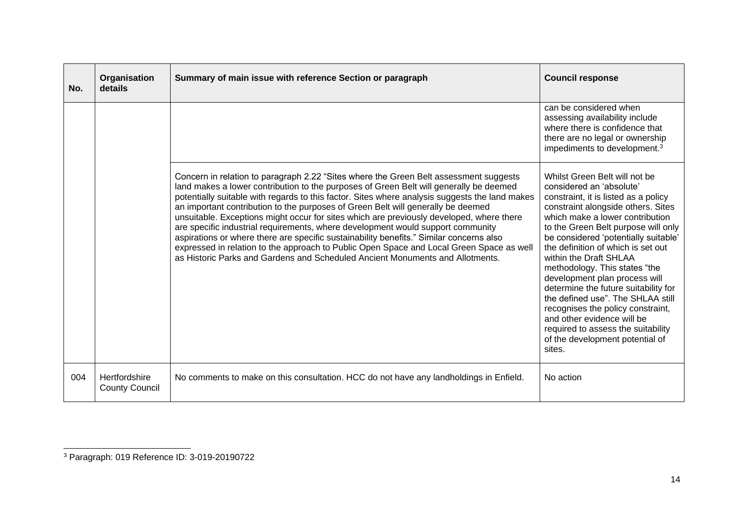| No. | Organisation details | Summary of main issue with reference Section or paragraph | Council response |
|---|---|---|---|
| | | | can be considered when assessing availability include where there is confidence that there are no legal or ownership impediments to development.[3] |
| | | Concern in relation to paragraph 2.22 "Sites where the Green Belt assessment suggests land makes a lower contribution to the purposes of Green Belt will generally be deemed potentially suitable with regards to this factor. Sites where analysis suggests the land makes an important contribution to the purposes of Green Belt will generally be deemed unsuitable. Exceptions might occur for sites which are previously developed, where there are specific industrial requirements, where development would support community aspirations or where there are specific sustainability benefits." Similar concerns also expressed in relation to the approach to Public Open Space and Local Green Space as well as Historic Parks and Gardens and Scheduled Ancient Monuments and Allotments. | Whilst Green Belt will not be considered an 'absolute' constraint, it is listed as a policy constraint alongside others. Sites which make a lower contribution to the Green Belt purpose will only be considered 'potentially suitable' the definition of which is set out within the Draft SHLAA methodology. This states "the development plan process will determine the future suitability for the defined use". The SHLAA still recognises the policy constraint, and other evidence will be required to assess the suitability of the development potential of sites. |
| 004 | Hertfordshire County Council | No comments to make on this consultation. HCC do not have any landholdings in Enfield. | No action |

[3] Paragraph: 019 Reference ID: 3-019-20190722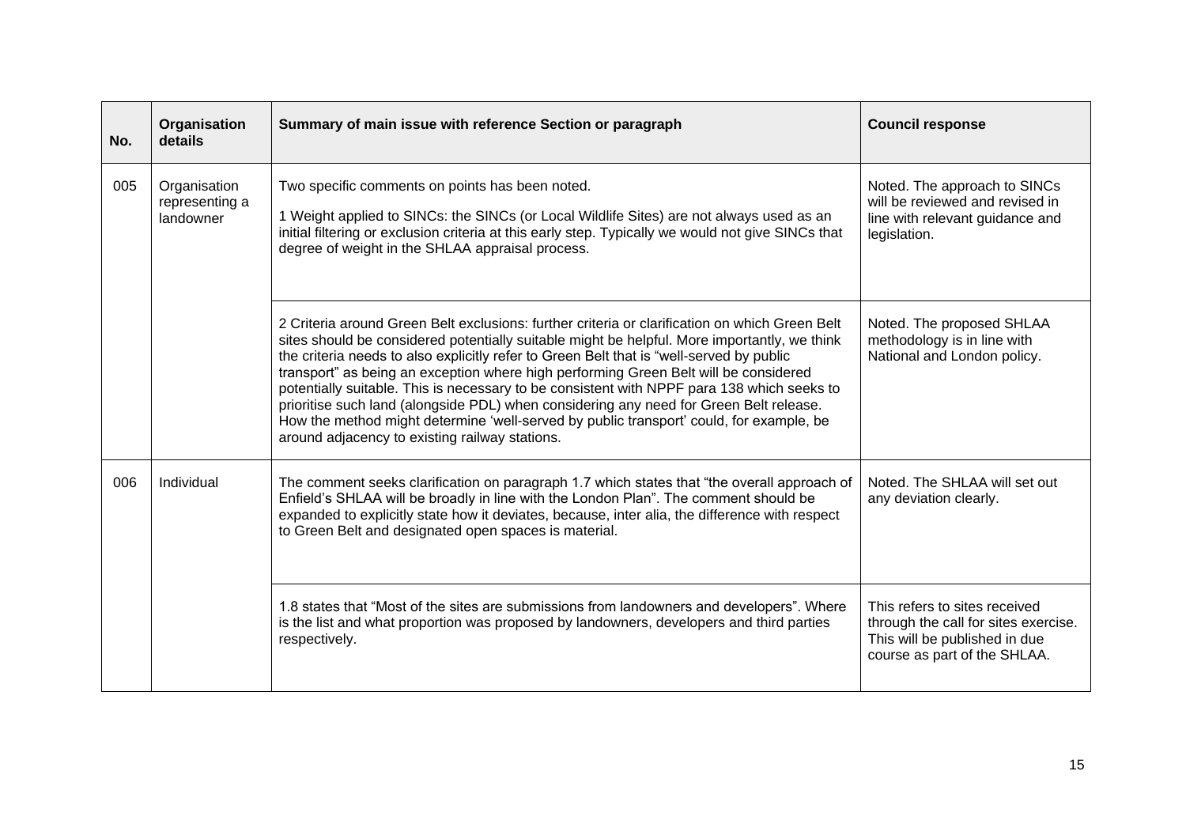| No. | Organisation details | Summary of main issue with reference Section or paragraph | Council response |
| --- | --- | --- | --- |
| 005 | Organisation representing a landowner | Two specific comments on points has been noted.<br><br>1 Weight applied to SINCs: the SINCs (or Local Wildlife Sites) are not always used as an initial filtering or exclusion criteria at this early step. Typically we would not give SINCs that degree of weight in the SHLAA appraisal process. | Noted. The approach to SINCs will be reviewed and revised in line with relevant guidance and legislation. |
| | | 2 Criteria around Green Belt exclusions: further criteria or clarification on which Green Belt sites should be considered potentially suitable might be helpful. More importantly, we think the criteria needs to also explicitly refer to Green Belt that is "well-served by public transport" as being an exception where high performing Green Belt will be considered potentially suitable. This is necessary to be consistent with NPPF para 138 which seeks to prioritise such land (alongside PDL) when considering any need for Green Belt release. How the method might determine 'well-served by public transport' could, for example, be around adjacency to existing railway stations. | Noted. The proposed SHLAA methodology is in line with National and London policy. |
| 006 | Individual | The comment seeks clarification on paragraph 1.7 which states that "the overall approach of Enfield's SHLAA will be broadly in line with the London Plan". The comment should be expanded to explicitly state how it deviates, because, inter alia, the difference with respect to Green Belt and designated open spaces is material. | Noted. The SHLAA will set out any deviation clearly. |
| | | 1.8 states that "Most of the sites are submissions from landowners and developers". Where is the list and what proportion was proposed by landowners, developers and third parties respectively. | This refers to sites received through the call for sites exercise. This will be published in due course as part of the SHLAA. |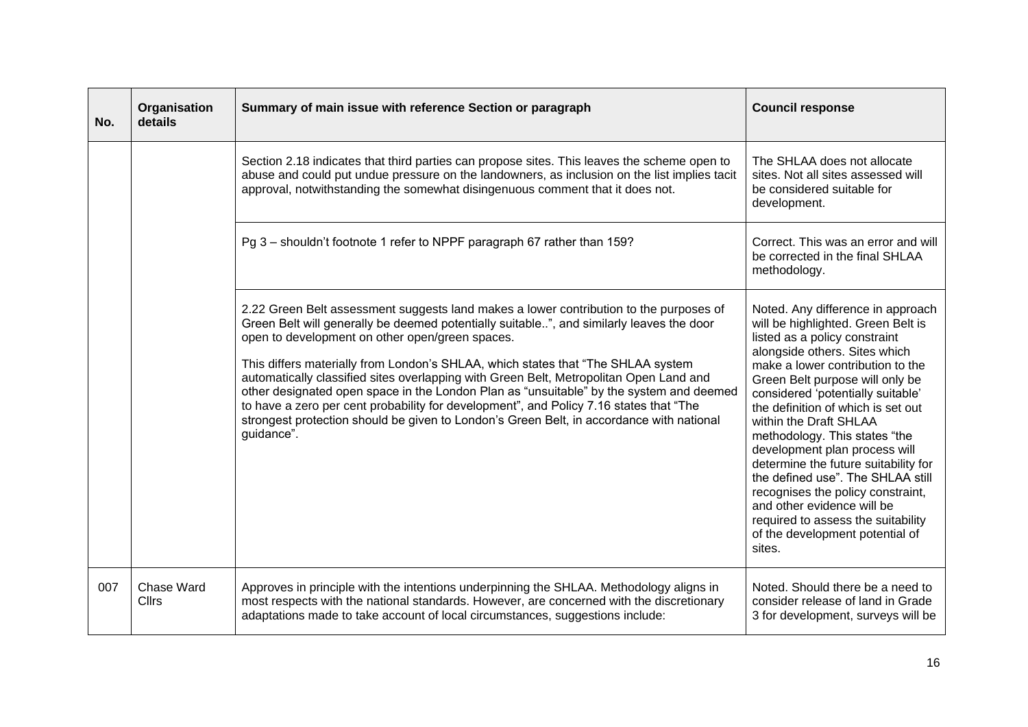| No. | Organisation details | Summary of main issue with reference Section or paragraph | Council response |
|---|---|---|---|
| | | Section 2.18 indicates that third parties can propose sites. This leaves the scheme open to abuse and could put undue pressure on the landowners, as inclusion on the list implies tacit approval, notwithstanding the somewhat disingenuous comment that it does not. | The SHLAA does not allocate sites. Not all sites assessed will be considered suitable for development. |
| | | Pg 3 – shouldn't footnote 1 refer to NPPF paragraph 67 rather than 159? | Correct. This was an error and will be corrected in the final SHLAA methodology. |
| | | 2.22 Green Belt assessment suggests land makes a lower contribution to the purposes of Green Belt will generally be deemed potentially suitable..", and similarly leaves the door open to development on other open/green spaces.<br><br>This differs materially from London's SHLAA, which states that "The SHLAA system automatically classified sites overlapping with Green Belt, Metropolitan Open Land and other designated open space in the London Plan as "unsuitable" by the system and deemed to have a zero per cent probability for development", and Policy 7.16 states that "The strongest protection should be given to London's Green Belt, in accordance with national guidance". | Noted. Any difference in approach will be highlighted. Green Belt is listed as a policy constraint alongside others. Sites which make a lower contribution to the Green Belt purpose will only be considered 'potentially suitable' the definition of which is set out within the Draft SHLAA methodology. This states "the development plan process will determine the future suitability for the defined use". The SHLAA still recognises the policy constraint, and other evidence will be required to assess the suitability of the development potential of sites. |
| 007 | Chase Ward Cllrs | Approves in principle with the intentions underpinning the SHLAA. Methodology aligns in most respects with the national standards. However, are concerned with the discretionary adaptations made to take account of local circumstances, suggestions include: | Noted. Should there be a need to consider release of land in Grade 3 for development, surveys will be |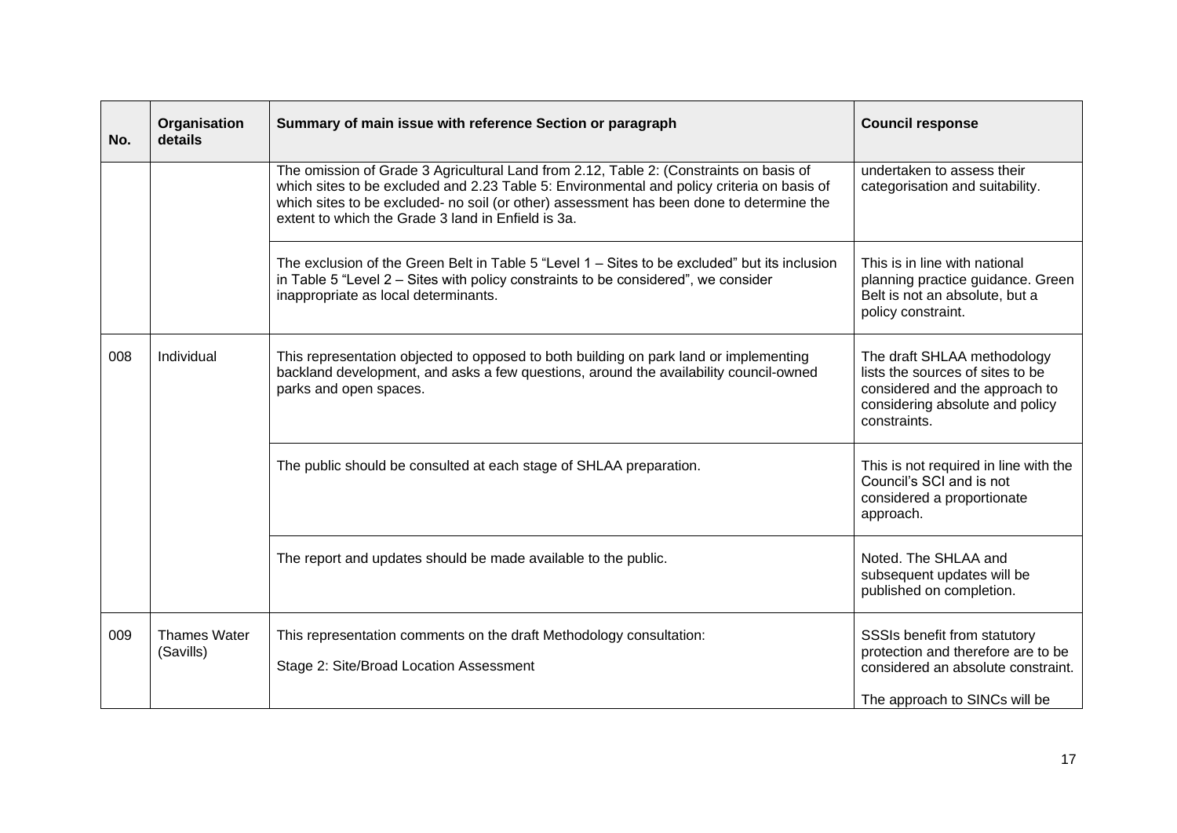| No. | Organisation details | Summary of main issue with reference Section or paragraph | Council response |
|---|---|---|---|
| | | The omission of Grade 3 Agricultural Land from 2.12, Table 2: (Constraints on basis of which sites to be excluded and 2.23 Table 5: Environmental and policy criteria on basis of which sites to be excluded- no soil (or other) assessment has been done to determine the extent to which the Grade 3 land in Enfield is 3a. | undertaken to assess their categorisation and suitability. |
| | | The exclusion of the Green Belt in Table 5 "Level 1 – Sites to be excluded" but its inclusion in Table 5 "Level 2 – Sites with policy constraints to be considered", we consider inappropriate as local determinants. | This is in line with national planning practice guidance. Green Belt is not an absolute, but a policy constraint. |
| 008 | Individual | This representation objected to opposed to both building on park land or implementing backland development, and asks a few questions, around the availability council-owned parks and open spaces. | The draft SHLAA methodology lists the sources of sites to be considered and the approach to considering absolute and policy constraints. |
| | | The public should be consulted at each stage of SHLAA preparation. | This is not required in line with the Council's SCI and is not considered a proportionate approach. |
| | | The report and updates should be made available to the public. | Noted. The SHLAA and subsequent updates will be published on completion. |
| 009 | Thames Water (Savills) | This representation comments on the draft Methodology consultation:<br><br>Stage 2: Site/Broad Location Assessment | SSSIs benefit from statutory protection and therefore are to be considered an absolute constraint.<br><br>The approach to SINCs will be |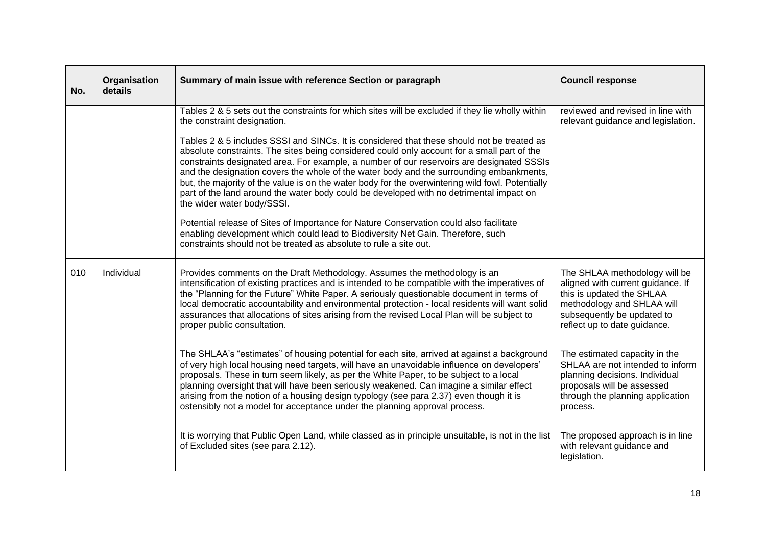| No. | Organisation details | Summary of main issue with reference Section or paragraph | Council response |
|---|---|---|---|
| | | Tables 2 & 5 sets out the constraints for which sites will be excluded if they lie wholly within the constraint designation.<br><br>Tables 2 & 5 includes SSSI and SINCs. It is considered that these should not be treated as absolute constraints. The sites being considered could only account for a small part of the constraints designated area. For example, a number of our reservoirs are designated SSSIs and the designation covers the whole of the water body and the surrounding embankments, but, the majority of the value is on the water body for the overwintering wild fowl. Potentially part of the land around the water body could be developed with no detrimental impact on the wider water body/SSSI.<br><br>Potential release of Sites of Importance for Nature Conservation could also facilitate enabling development which could lead to Biodiversity Net Gain. Therefore, such constraints should not be treated as absolute to rule a site out. | reviewed and revised in line with relevant guidance and legislation. |
| 010 | Individual | Provides comments on the Draft Methodology. Assumes the methodology is an intensification of existing practices and is intended to be compatible with the imperatives of the "Planning for the Future" White Paper. A seriously questionable document in terms of local democratic accountability and environmental protection - local residents will want solid assurances that allocations of sites arising from the revised Local Plan will be subject to proper public consultation. | The SHLAA methodology will be aligned with current guidance. If this is updated the SHLAA methodology and SHLAA will subsequently be updated to reflect up to date guidance. |
| | | The SHLAA's "estimates" of housing potential for each site, arrived at against a background of very high local housing need targets, will have an unavoidable influence on developers' proposals. These in turn seem likely, as per the White Paper, to be subject to a local planning oversight that will have been seriously weakened. Can imagine a similar effect arising from the notion of a housing design typology (see para 2.37) even though it is ostensibly not a model for acceptance under the planning approval process. | The estimated capacity in the SHLAA are not intended to inform planning decisions. Individual proposals will be assessed through the planning application process. |
| | | It is worrying that Public Open Land, while classed as in principle unsuitable, is not in the list of Excluded sites (see para 2.12). | The proposed approach is in line with relevant guidance and legislation. |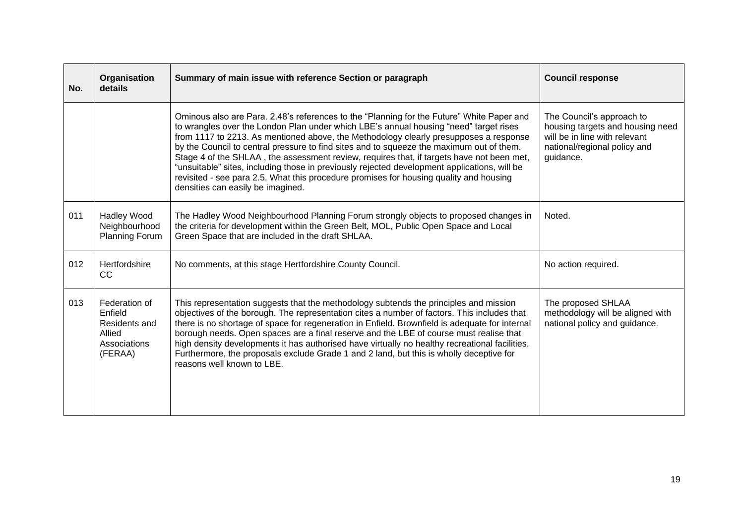| No. | Organisation details | Summary of main issue with reference Section or paragraph | Council response |
|---|---|---|---|
| | | Ominous also are Para. 2.48's references to the "Planning for the Future" White Paper and to wrangles over the London Plan under which LBE's annual housing "need" target rises from 1117 to 2213. As mentioned above, the Methodology clearly presupposes a response by the Council to central pressure to find sites and to squeeze the maximum out of them. Stage 4 of the SHLAA , the assessment review, requires that, if targets have not been met, "unsuitable" sites, including those in previously rejected development applications, will be revisited - see para 2.5. What this procedure promises for housing quality and housing densities can easily be imagined. | The Council's approach to housing targets and housing need will be in line with relevant national/regional policy and guidance. |
| 011 | Hadley Wood Neighbourhood Planning Forum | The Hadley Wood Neighbourhood Planning Forum strongly objects to proposed changes in the criteria for development within the Green Belt, MOL, Public Open Space and Local Green Space that are included in the draft SHLAA. | Noted. |
| 012 | Hertfordshire CC | No comments, at this stage Hertfordshire County Council. | No action required. |
| 013 | Federation of Enfield Residents and Allied Associations (FERAA) | This representation suggests that the methodology subtends the principles and mission objectives of the borough. The representation cites a number of factors. This includes that there is no shortage of space for regeneration in Enfield. Brownfield is adequate for internal borough needs. Open spaces are a final reserve and the LBE of course must realise that high density developments it has authorised have virtually no healthy recreational facilities. Furthermore, the proposals exclude Grade 1 and 2 land, but this is wholly deceptive for reasons well known to LBE. | The proposed SHLAA methodology will be aligned with national policy and guidance. |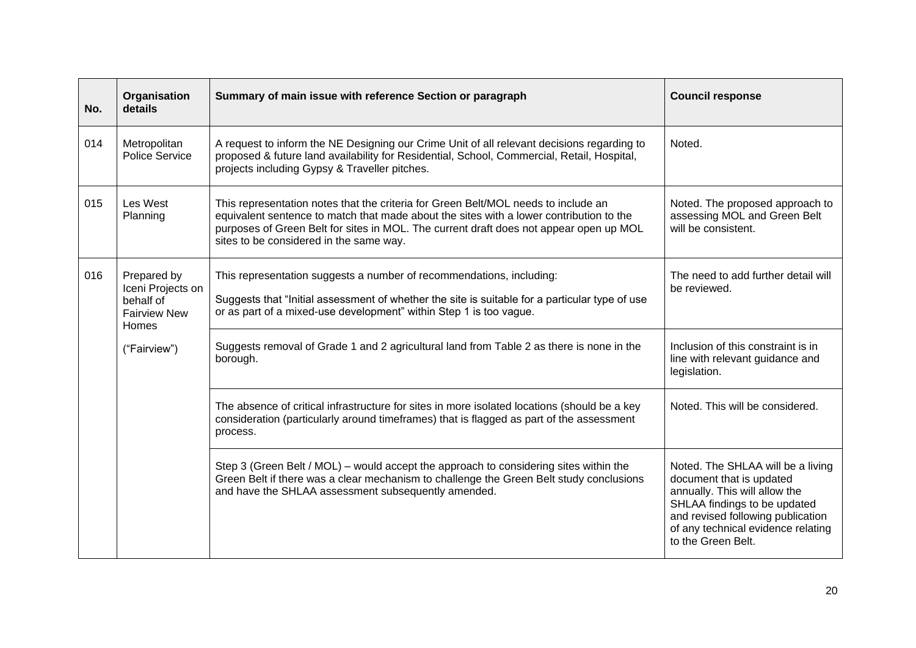| No. | Organisation details | Summary of main issue with reference Section or paragraph | Council response |
|---|---|---|---|
| 014 | Metropolitan Police Service | A request to inform the NE Designing our Crime Unit of all relevant decisions regarding to proposed & future land availability for Residential, School, Commercial, Retail, Hospital, projects including Gypsy & Traveller pitches. | Noted. |
| 015 | Les West Planning | This representation notes that the criteria for Green Belt/MOL needs to include an equivalent sentence to match that made about the sites with a lower contribution to the purposes of Green Belt for sites in MOL. The current draft does not appear open up MOL sites to be considered in the same way. | Noted. The proposed approach to assessing MOL and Green Belt will be consistent. |
| 016 | Prepared by Iceni Projects on behalf of Fairview New Homes ("Fairview") | This representation suggests a number of recommendations, including:<br><br>Suggests that "Initial assessment of whether the site is suitable for a particular type of use or as part of a mixed-use development" within Step 1 is too vague. | The need to add further detail will be reviewed. |
| | | Suggests removal of Grade 1 and 2 agricultural land from Table 2 as there is none in the borough. | Inclusion of this constraint is in line with relevant guidance and legislation. |
| | | The absence of critical infrastructure for sites in more isolated locations (should be a key consideration (particularly around timeframes) that is flagged as part of the assessment process. | Noted. This will be considered. |
| | | Step 3 (Green Belt / MOL) – would accept the approach to considering sites within the Green Belt if there was a clear mechanism to challenge the Green Belt study conclusions and have the SHLAA assessment subsequently amended. | Noted. The SHLAA will be a living document that is updated annually. This will allow the SHLAA findings to be updated and revised following publication of any technical evidence relating to the Green Belt. |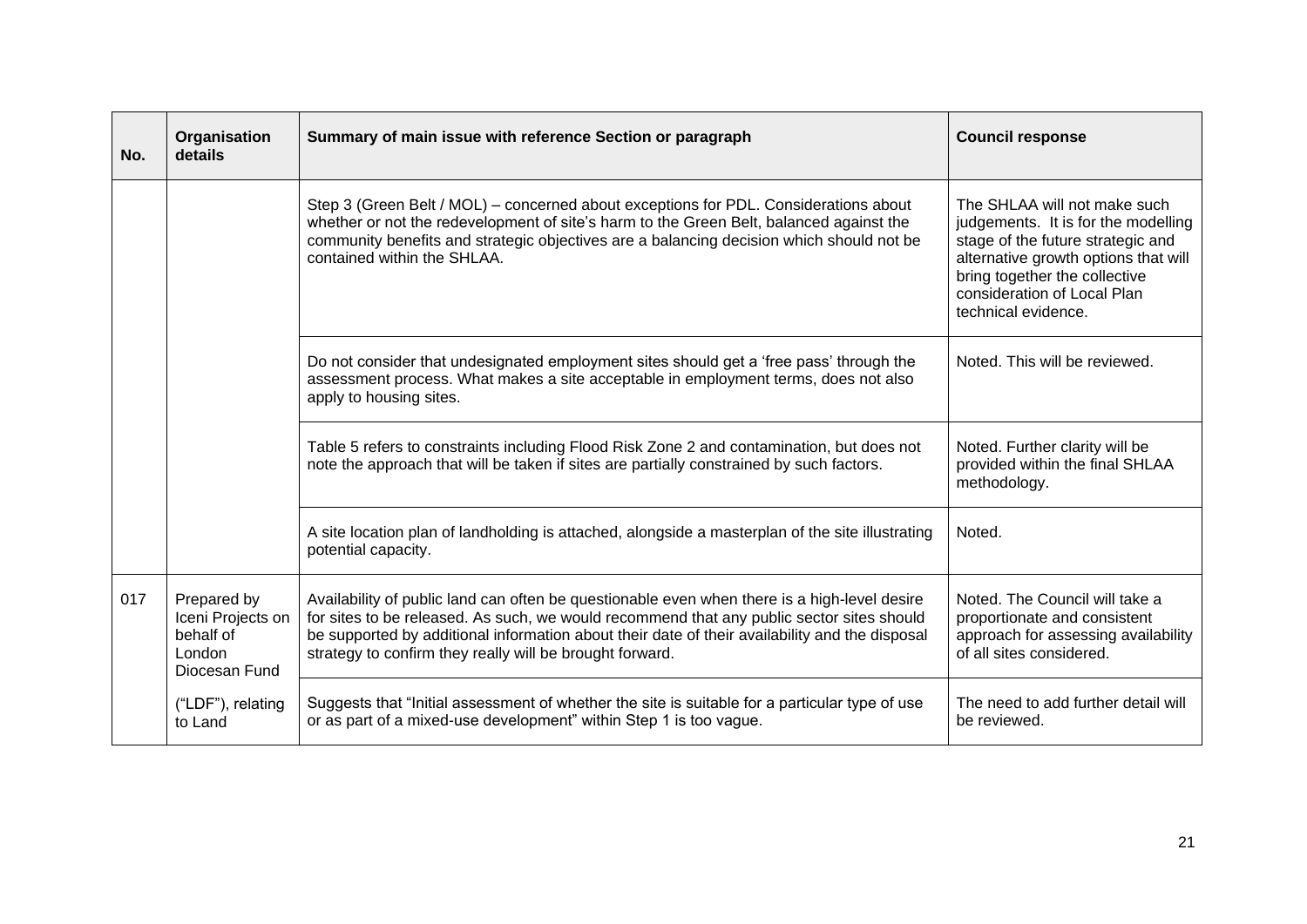| No. | Organisation details | Summary of main issue with reference Section or paragraph | Council response |
|---|---|---|---|
| | | Step 3 (Green Belt / MOL) – concerned about exceptions for PDL. Considerations about whether or not the redevelopment of site's harm to the Green Belt, balanced against the community benefits and strategic objectives are a balancing decision which should not be contained within the SHLAA. | The SHLAA will not make such judgements. It is for the modelling stage of the future strategic and alternative growth options that will bring together the collective consideration of Local Plan technical evidence. |
| | | Do not consider that undesignated employment sites should get a 'free pass' through the assessment process. What makes a site acceptable in employment terms, does not also apply to housing sites. | Noted. This will be reviewed. |
| | | Table 5 refers to constraints including Flood Risk Zone 2 and contamination, but does not note the approach that will be taken if sites are partially constrained by such factors. | Noted. Further clarity will be provided within the final SHLAA methodology. |
| | | A site location plan of landholding is attached, alongside a masterplan of the site illustrating potential capacity. | Noted. |
| 017 | Prepared by Iceni Projects on behalf of London Diocesan Fund ("LDF"), relating to Land | Availability of public land can often be questionable even when there is a high-level desire for sites to be released. As such, we would recommend that any public sector sites should be supported by additional information about their date of their availability and the disposal strategy to confirm they really will be brought forward. | Noted. The Council will take a proportionate and consistent approach for assessing availability of all sites considered. |
| | | Suggests that "Initial assessment of whether the site is suitable for a particular type of use or as part of a mixed-use development" within Step 1 is too vague. | The need to add further detail will be reviewed. |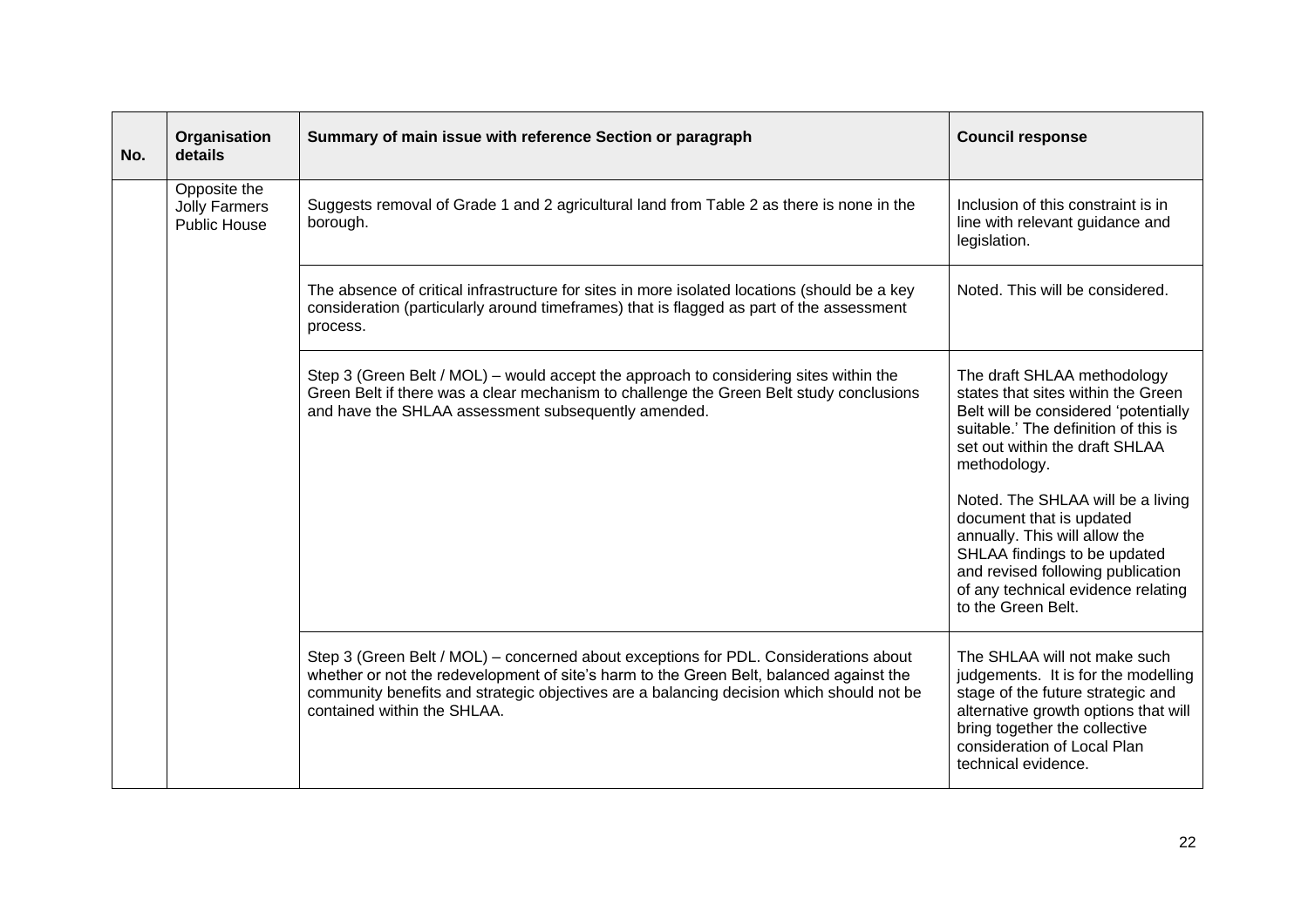| No. | Organisation details | Summary of main issue with reference Section or paragraph | Council response |
|---|---|---|---|
| | Opposite the Jolly Farmers Public House | Suggests removal of Grade 1 and 2 agricultural land from Table 2 as there is none in the borough. | Inclusion of this constraint is in line with relevant guidance and legislation. |
| | | The absence of critical infrastructure for sites in more isolated locations (should be a key consideration (particularly around timeframes) that is flagged as part of the assessment process. | Noted. This will be considered. |
| | | Step 3 (Green Belt / MOL) – would accept the approach to considering sites within the Green Belt if there was a clear mechanism to challenge the Green Belt study conclusions and have the SHLAA assessment subsequently amended. | The draft SHLAA methodology states that sites within the Green Belt will be considered 'potentially suitable.' The definition of this is set out within the draft SHLAA methodology.<br><br>Noted. The SHLAA will be a living document that is updated annually. This will allow the SHLAA findings to be updated and revised following publication of any technical evidence relating to the Green Belt. |
| | | Step 3 (Green Belt / MOL) – concerned about exceptions for PDL. Considerations about whether or not the redevelopment of site's harm to the Green Belt, balanced against the community benefits and strategic objectives are a balancing decision which should not be contained within the SHLAA. | The SHLAA will not make such judgements. It is for the modelling stage of the future strategic and alternative growth options that will bring together the collective consideration of Local Plan technical evidence. |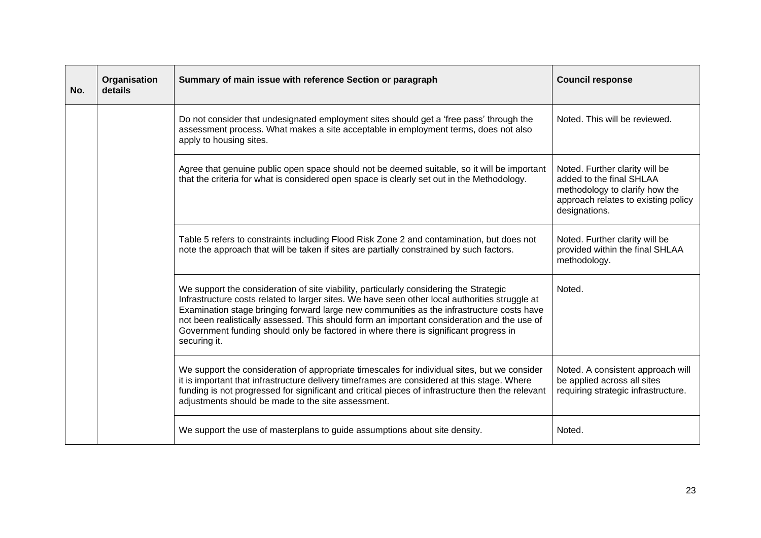| No. | Organisation details | Summary of main issue with reference Section or paragraph | Council response |
|---|---|---|---|
| | | Do not consider that undesignated employment sites should get a 'free pass' through the assessment process. What makes a site acceptable in employment terms, does not also apply to housing sites. | Noted. This will be reviewed. |
| | | Agree that genuine public open space should not be deemed suitable, so it will be important that the criteria for what is considered open space is clearly set out in the Methodology. | Noted. Further clarity will be added to the final SHLAA methodology to clarify how the approach relates to existing policy designations. |
| | | Table 5 refers to constraints including Flood Risk Zone 2 and contamination, but does not note the approach that will be taken if sites are partially constrained by such factors. | Noted. Further clarity will be provided within the final SHLAA methodology. |
| | | We support the consideration of site viability, particularly considering the Strategic Infrastructure costs related to larger sites. We have seen other local authorities struggle at Examination stage bringing forward large new communities as the infrastructure costs have not been realistically assessed. This should form an important consideration and the use of Government funding should only be factored in where there is significant progress in securing it. | Noted. |
| | | We support the consideration of appropriate timescales for individual sites, but we consider it is important that infrastructure delivery timeframes are considered at this stage. Where funding is not progressed for significant and critical pieces of infrastructure then the relevant adjustments should be made to the site assessment. | Noted. A consistent approach will be applied across all sites requiring strategic infrastructure. |
| | | We support the use of masterplans to guide assumptions about site density. | Noted. |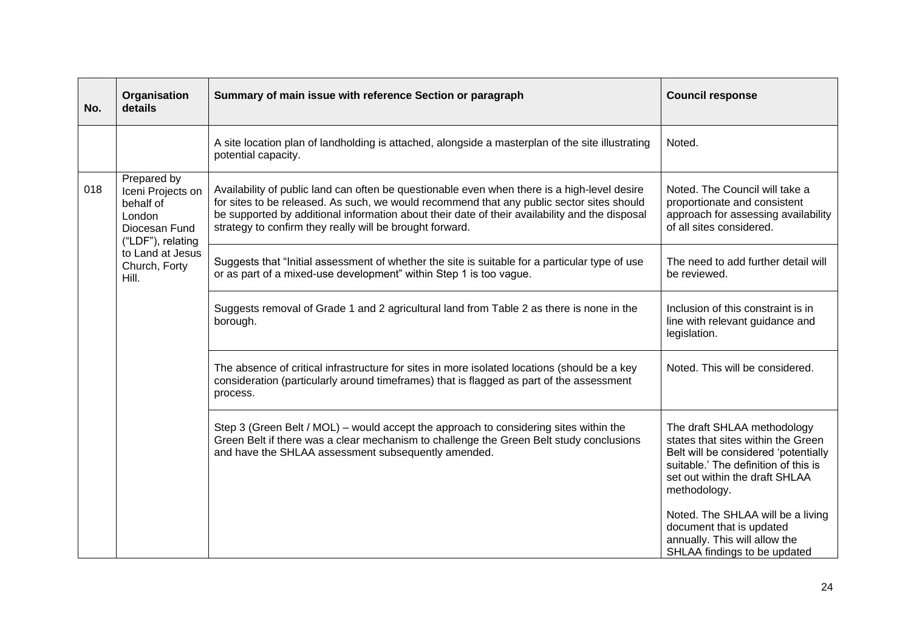| No. | Organisation details | Summary of main issue with reference Section or paragraph | Council response |
|---|---|---|---|
| | | A site location plan of landholding is attached, alongside a masterplan of the site illustrating potential capacity. | Noted. |
| 018 | Prepared by Iceni Projects on behalf of London Diocesan Fund ("LDF"), relating to Land at Jesus Church, Forty Hill. | Availability of public land can often be questionable even when there is a high-level desire for sites to be released. As such, we would recommend that any public sector sites should be supported by additional information about their date of their availability and the disposal strategy to confirm they really will be brought forward. | Noted. The Council will take a proportionate and consistent approach for assessing availability of all sites considered. |
| | | Suggests that "Initial assessment of whether the site is suitable for a particular type of use or as part of a mixed-use development" within Step 1 is too vague. | The need to add further detail will be reviewed. |
| | | Suggests removal of Grade 1 and 2 agricultural land from Table 2 as there is none in the borough. | Inclusion of this constraint is in line with relevant guidance and legislation. |
| | | The absence of critical infrastructure for sites in more isolated locations (should be a key consideration (particularly around timeframes) that is flagged as part of the assessment process. | Noted. This will be considered. |
| | | Step 3 (Green Belt / MOL) – would accept the approach to considering sites within the Green Belt if there was a clear mechanism to challenge the Green Belt study conclusions and have the SHLAA assessment subsequently amended. | The draft SHLAA methodology states that sites within the Green Belt will be considered 'potentially suitable.' The definition of this is set out within the draft SHLAA methodology.<br><br>Noted. The SHLAA will be a living document that is updated annually. This will allow the SHLAA findings to be updated |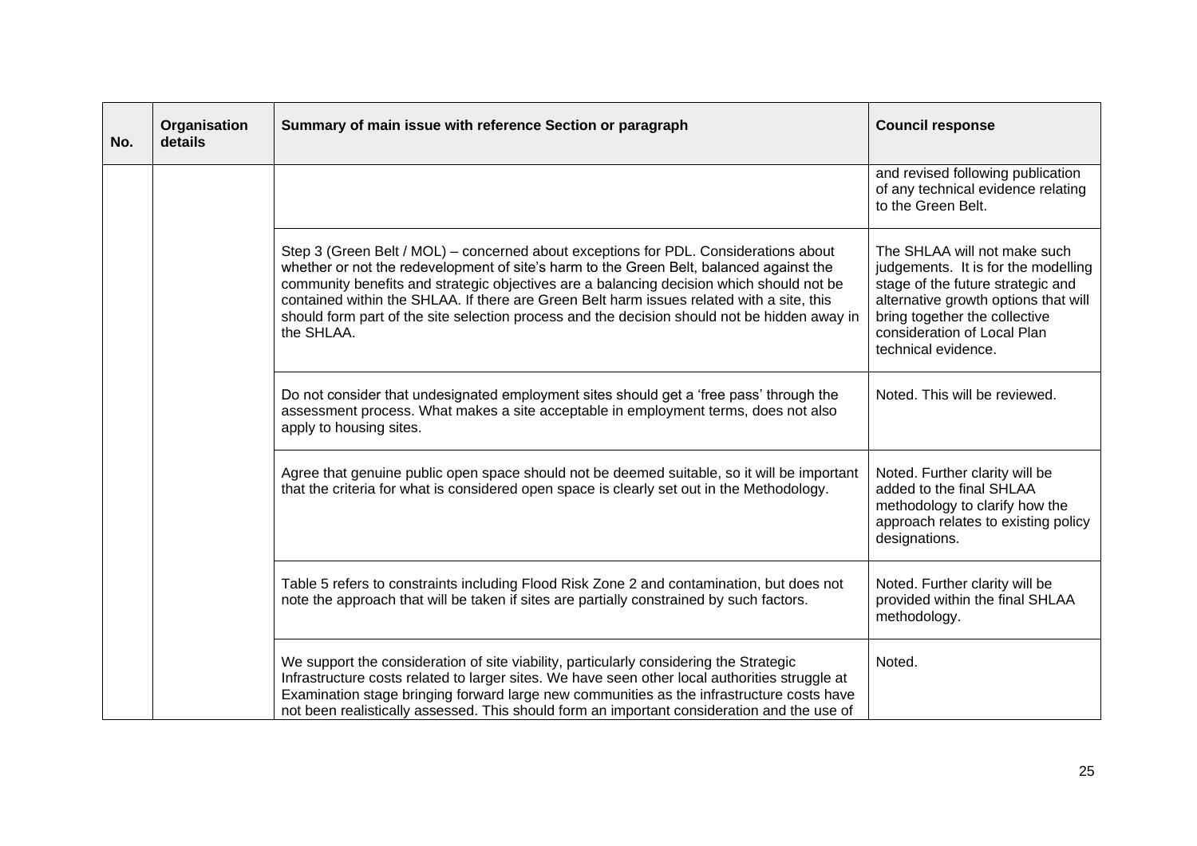| No. | Organisation details | Summary of main issue with reference Section or paragraph | Council response |
|---|---|---|---|
| | | | and revised following publication of any technical evidence relating to the Green Belt. |
| | | Step 3 (Green Belt / MOL) – concerned about exceptions for PDL. Considerations about whether or not the redevelopment of site's harm to the Green Belt, balanced against the community benefits and strategic objectives are a balancing decision which should not be contained within the SHLAA. If there are Green Belt harm issues related with a site, this should form part of the site selection process and the decision should not be hidden away in the SHLAA. | The SHLAA will not make such judgements. It is for the modelling stage of the future strategic and alternative growth options that will bring together the collective consideration of Local Plan technical evidence. |
| | | Do not consider that undesignated employment sites should get a 'free pass' through the assessment process. What makes a site acceptable in employment terms, does not also apply to housing sites. | Noted. This will be reviewed. |
| | | Agree that genuine public open space should not be deemed suitable, so it will be important that the criteria for what is considered open space is clearly set out in the Methodology. | Noted. Further clarity will be added to the final SHLAA methodology to clarify how the approach relates to existing policy designations. |
| | | Table 5 refers to constraints including Flood Risk Zone 2 and contamination, but does not note the approach that will be taken if sites are partially constrained by such factors. | Noted. Further clarity will be provided within the final SHLAA methodology. |
| | | We support the consideration of site viability, particularly considering the Strategic Infrastructure costs related to larger sites. We have seen other local authorities struggle at Examination stage bringing forward large new communities as the infrastructure costs have not been realistically assessed. This should form an important consideration and the use of | Noted. |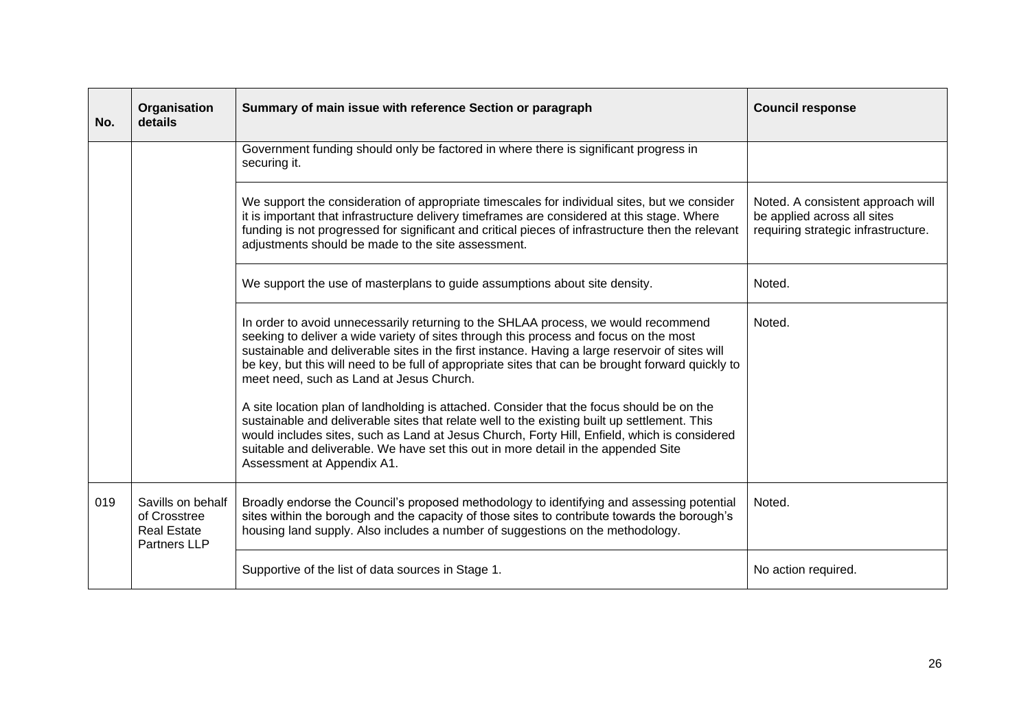| No. | Organisation details | Summary of main issue with reference Section or paragraph | Council response |
|---|---|---|---|
| | | Government funding should only be factored in where there is significant progress in securing it. | |
| | | We support the consideration of appropriate timescales for individual sites, but we consider it is important that infrastructure delivery timeframes are considered at this stage. Where funding is not progressed for significant and critical pieces of infrastructure then the relevant adjustments should be made to the site assessment. | Noted. A consistent approach will be applied across all sites requiring strategic infrastructure. |
| | | We support the use of masterplans to guide assumptions about site density. | Noted. |
| | | In order to avoid unnecessarily returning to the SHLAA process, we would recommend seeking to deliver a wide variety of sites through this process and focus on the most sustainable and deliverable sites in the first instance. Having a large reservoir of sites will be key, but this will need to be full of appropriate sites that can be brought forward quickly to meet need, such as Land at Jesus Church.<br><br>A site location plan of landholding is attached. Consider that the focus should be on the sustainable and deliverable sites that relate well to the existing built up settlement. This would includes sites, such as Land at Jesus Church, Forty Hill, Enfield, which is considered suitable and deliverable. We have set this out in more detail in the appended Site Assessment at Appendix A1. | Noted. |
| 019 | Savills on behalf of Crosstree Real Estate Partners LLP | Broadly endorse the Council's proposed methodology to identifying and assessing potential sites within the borough and the capacity of those sites to contribute towards the borough's housing land supply. Also includes a number of suggestions on the methodology. | Noted. |
| | | Supportive of the list of data sources in Stage 1. | No action required. |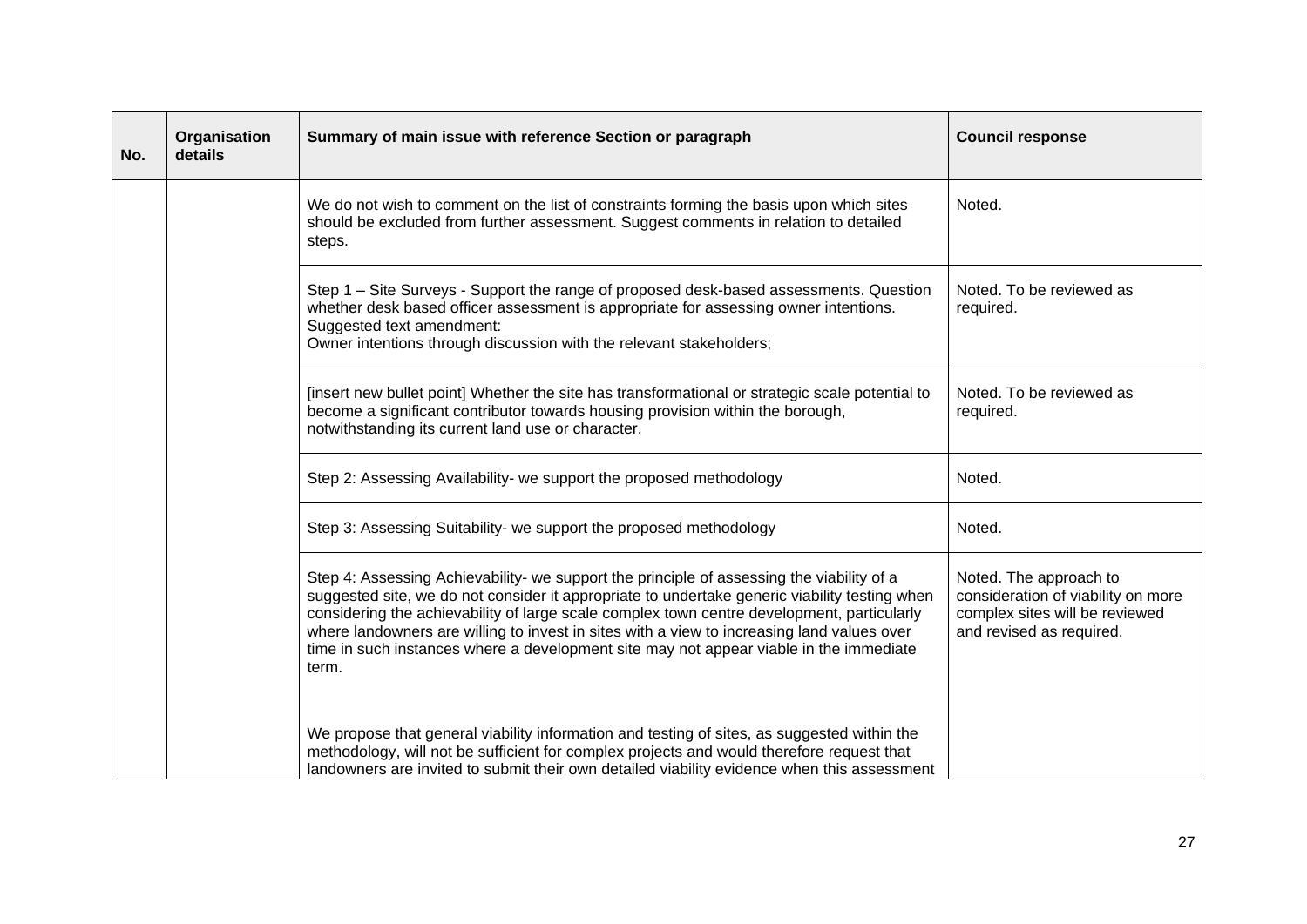| No. | Organisation details | Summary of main issue with reference Section or paragraph | Council response |
|---|---|---|---|
| | | We do not wish to comment on the list of constraints forming the basis upon which sites should be excluded from further assessment. Suggest comments in relation to detailed steps. | Noted. |
| | | Step 1 – Site Surveys - Support the range of proposed desk-based assessments. Question whether desk based officer assessment is appropriate for assessing owner intentions. Suggested text amendment:<br>Owner intentions through discussion with the relevant stakeholders; | Noted. To be reviewed as required. |
| | | [insert new bullet point] Whether the site has transformational or strategic scale potential to become a significant contributor towards housing provision within the borough, notwithstanding its current land use or character. | Noted. To be reviewed as required. |
| | | Step 2: Assessing Availability- we support the proposed methodology | Noted. |
| | | Step 3: Assessing Suitability- we support the proposed methodology | Noted. |
| | | Step 4: Assessing Achievability- we support the principle of assessing the viability of a suggested site, we do not consider it appropriate to undertake generic viability testing when considering the achievability of large scale complex town centre development, particularly where landowners are willing to invest in sites with a view to increasing land values over time in such instances where a development site may not appear viable in the immediate term.<br><br>We propose that general viability information and testing of sites, as suggested within the methodology, will not be sufficient for complex projects and would therefore request that landowners are invited to submit their own detailed viability evidence when this assessment | Noted. The approach to consideration of viability on more complex sites will be reviewed and revised as required. |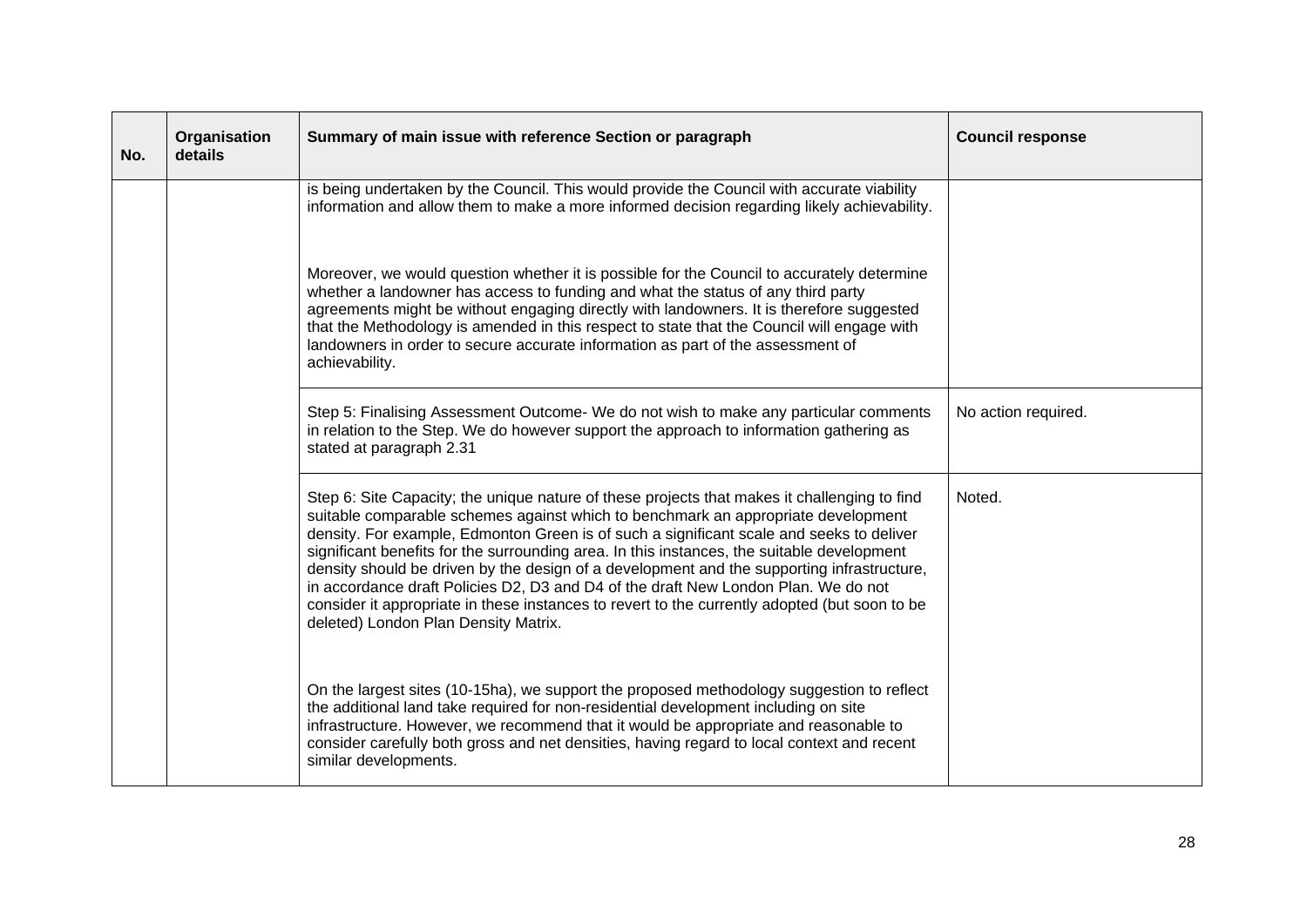| No. | Organisation details | Summary of main issue with reference Section or paragraph | Council response |
|---|---|---|---|
| | | is being undertaken by the Council. This would provide the Council with accurate viability information and allow them to make a more informed decision regarding likely achievability.<br><br>Moreover, we would question whether it is possible for the Council to accurately determine whether a landowner has access to funding and what the status of any third party agreements might be without engaging directly with landowners. It is therefore suggested that the Methodology is amended in this respect to state that the Council will engage with landowners in order to secure accurate information as part of the assessment of achievability. | |
| | | Step 5: Finalising Assessment Outcome- We do not wish to make any particular comments in relation to the Step. We do however support the approach to information gathering as stated at paragraph 2.31 | No action required. |
| | | Step 6: Site Capacity; the unique nature of these projects that makes it challenging to find suitable comparable schemes against which to benchmark an appropriate development density. For example, Edmonton Green is of such a significant scale and seeks to deliver significant benefits for the surrounding area. In this instances, the suitable development density should be driven by the design of a development and the supporting infrastructure, in accordance draft Policies D2, D3 and D4 of the draft New London Plan. We do not consider it appropriate in these instances to revert to the currently adopted (but soon to be deleted) London Plan Density Matrix.<br><br>On the largest sites (10-15ha), we support the proposed methodology suggestion to reflect the additional land take required for non-residential development including on site infrastructure. However, we recommend that it would be appropriate and reasonable to consider carefully both gross and net densities, having regard to local context and recent similar developments. | Noted. |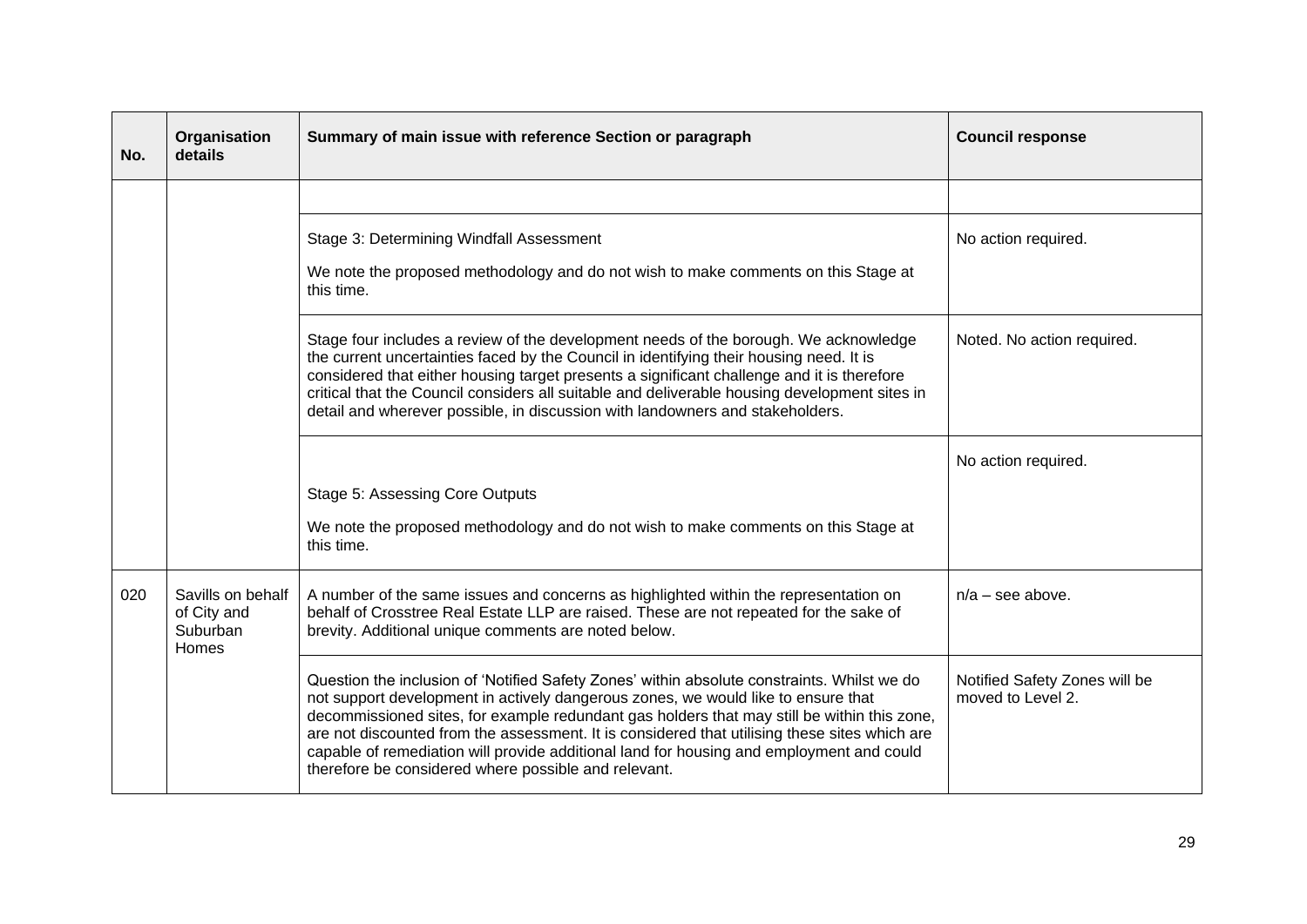| No. | Organisation details | Summary of main issue with reference Section or paragraph | Council response |
|---|---|---|---|
| | | | |
| | | Stage 3: Determining Windfall Assessment<br><br>We note the proposed methodology and do not wish to make comments on this Stage at this time. | No action required. |
| | | Stage four includes a review of the development needs of the borough. We acknowledge the current uncertainties faced by the Council in identifying their housing need. It is considered that either housing target presents a significant challenge and it is therefore critical that the Council considers all suitable and deliverable housing development sites in detail and wherever possible, in discussion with landowners and stakeholders. | Noted. No action required. |
| | | Stage 5: Assessing Core Outputs<br><br>We note the proposed methodology and do not wish to make comments on this Stage at this time. | No action required. |
| 020 | Savills on behalf of City and Suburban Homes | A number of the same issues and concerns as highlighted within the representation on behalf of Crosstree Real Estate LLP are raised. These are not repeated for the sake of brevity. Additional unique comments are noted below. | n/a – see above. |
| | | Question the inclusion of 'Notified Safety Zones' within absolute constraints. Whilst we do not support development in actively dangerous zones, we would like to ensure that decommissioned sites, for example redundant gas holders that may still be within this zone, are not discounted from the assessment. It is considered that utilising these sites which are capable of remediation will provide additional land for housing and employment and could therefore be considered where possible and relevant. | Notified Safety Zones will be moved to Level 2. |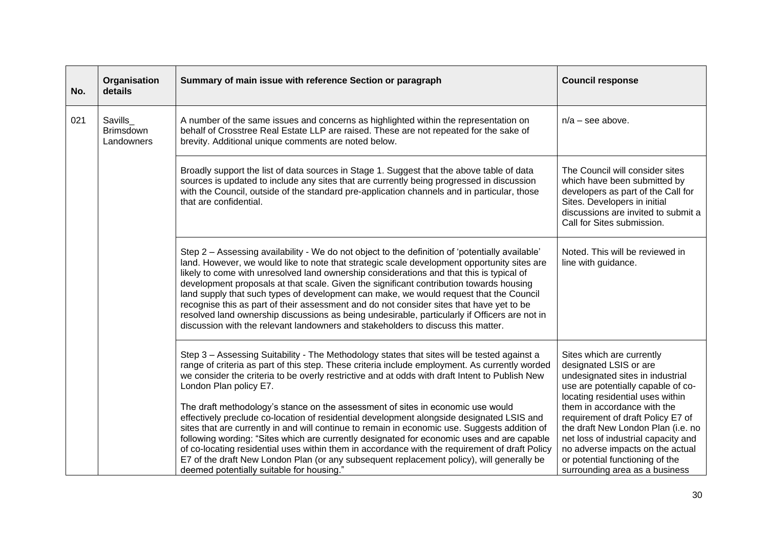| No. | Organisation details | Summary of main issue with reference Section or paragraph | Council response |
|---|---|---|---|
| 021 | Savills_ Brimsdown Landowners | A number of the same issues and concerns as highlighted within the representation on behalf of Crosstree Real Estate LLP are raised. These are not repeated for the sake of brevity. Additional unique comments are noted below. | n/a – see above. |
| | | Broadly support the list of data sources in Stage 1. Suggest that the above table of data sources is updated to include any sites that are currently being progressed in discussion with the Council, outside of the standard pre-application channels and in particular, those that are confidential. | The Council will consider sites which have been submitted by developers as part of the Call for Sites. Developers in initial discussions are invited to submit a Call for Sites submission. |
| | | Step 2 – Assessing availability - We do not object to the definition of 'potentially available' land. However, we would like to note that strategic scale development opportunity sites are likely to come with unresolved land ownership considerations and that this is typical of development proposals at that scale. Given the significant contribution towards housing land supply that such types of development can make, we would request that the Council recognise this as part of their assessment and do not consider sites that have yet to be resolved land ownership discussions as being undesirable, particularly if Officers are not in discussion with the relevant landowners and stakeholders to discuss this matter. | Noted. This will be reviewed in line with guidance. |
| | | Step 3 – Assessing Suitability - The Methodology states that sites will be tested against a range of criteria as part of this step. These criteria include employment. As currently worded we consider the criteria to be overly restrictive and at odds with draft Intent to Publish New London Plan policy E7.<br><br>The draft methodology's stance on the assessment of sites in economic use would effectively preclude co-location of residential development alongside designated LSIS and sites that are currently in and will continue to remain in economic use. Suggests addition of following wording: "Sites which are currently designated for economic uses and are capable of co-locating residential uses within them in accordance with the requirement of draft Policy E7 of the draft New London Plan (or any subsequent replacement policy), will generally be deemed potentially suitable for housing." | Sites which are currently designated LSIS or are undesignated sites in industrial use are potentially capable of co-locating residential uses within them in accordance with the requirement of draft Policy E7 of the draft New London Plan (i.e. no net loss of industrial capacity and no adverse impacts on the actual or potential functioning of the surrounding area as a business |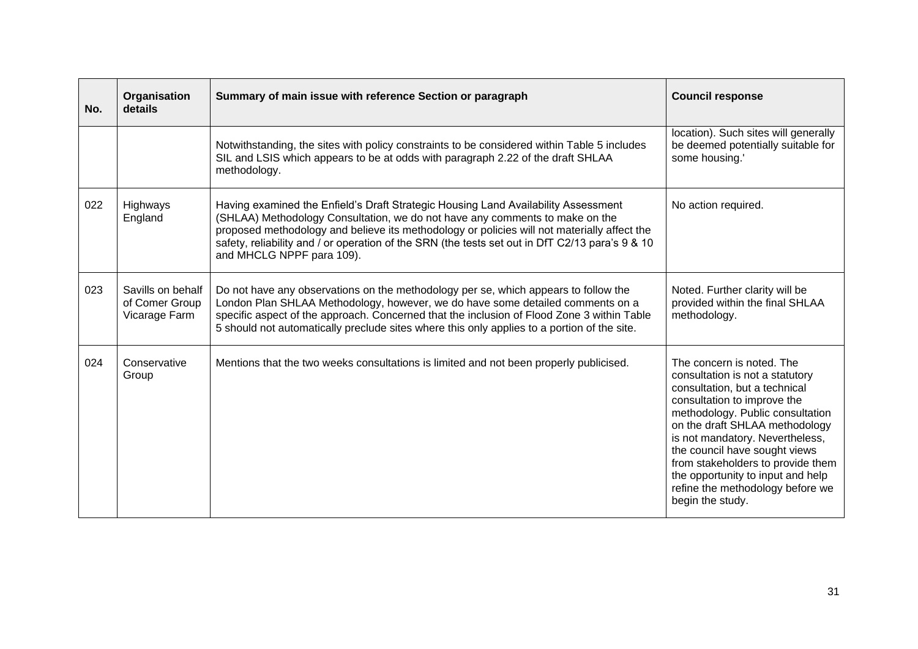| No. | Organisation details | Summary of main issue with reference Section or paragraph | Council response |
|---|---|---|---|
| | | Notwithstanding, the sites with policy constraints to be considered within Table 5 includes SIL and LSIS which appears to be at odds with paragraph 2.22 of the draft SHLAA methodology. | location). Such sites will generally be deemed potentially suitable for some housing.' |
| 022 | Highways England | Having examined the Enfield's Draft Strategic Housing Land Availability Assessment (SHLAA) Methodology Consultation, we do not have any comments to make on the proposed methodology and believe its methodology or policies will not materially affect the safety, reliability and / or operation of the SRN (the tests set out in DfT C2/13 para's 9 & 10 and MHCLG NPPF para 109). | No action required. |
| 023 | Savills on behalf of Comer Group Vicarage Farm | Do not have any observations on the methodology per se, which appears to follow the London Plan SHLAA Methodology, however, we do have some detailed comments on a specific aspect of the approach. Concerned that the inclusion of Flood Zone 3 within Table 5 should not automatically preclude sites where this only applies to a portion of the site. | Noted. Further clarity will be provided within the final SHLAA methodology. |
| 024 | Conservative Group | Mentions that the two weeks consultations is limited and not been properly publicised. | The concern is noted. The consultation is not a statutory consultation, but a technical consultation to improve the methodology. Public consultation on the draft SHLAA methodology is not mandatory. Nevertheless, the council have sought views from stakeholders to provide them the opportunity to input and help refine the methodology before we begin the study. |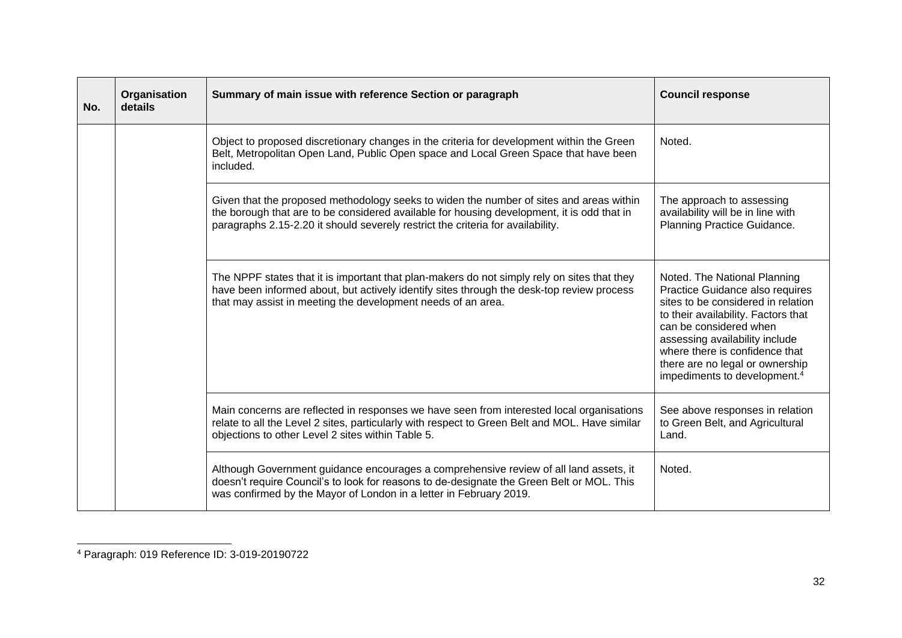| No. | Organisation details | Summary of main issue with reference Section or paragraph | Council response |
|---|---|---|---|
| | | Object to proposed discretionary changes in the criteria for development within the Green Belt, Metropolitan Open Land, Public Open space and Local Green Space that have been included. | Noted. |
| | | Given that the proposed methodology seeks to widen the number of sites and areas within the borough that are to be considered available for housing development, it is odd that in paragraphs 2.15-2.20 it should severely restrict the criteria for availability. | The approach to assessing availability will be in line with Planning Practice Guidance. |
| | | The NPPF states that it is important that plan-makers do not simply rely on sites that they have been informed about, but actively identify sites through the desk-top review process that may assist in meeting the development needs of an area. | Noted. The National Planning Practice Guidance also requires sites to be considered in relation to their availability. Factors that can be considered when assessing availability include where there is confidence that there are no legal or ownership impediments to development.[4] |
| | | Main concerns are reflected in responses we have seen from interested local organisations relate to all the Level 2 sites, particularly with respect to Green Belt and MOL. Have similar objections to other Level 2 sites within Table 5. | See above responses in relation to Green Belt, and Agricultural Land. |
| | | Although Government guidance encourages a comprehensive review of all land assets, it doesn't require Council's to look for reasons to de-designate the Green Belt or MOL. This was confirmed by the Mayor of London in a letter in February 2019. | Noted. |

[4] Paragraph: 019 Reference ID: 3-019-20190722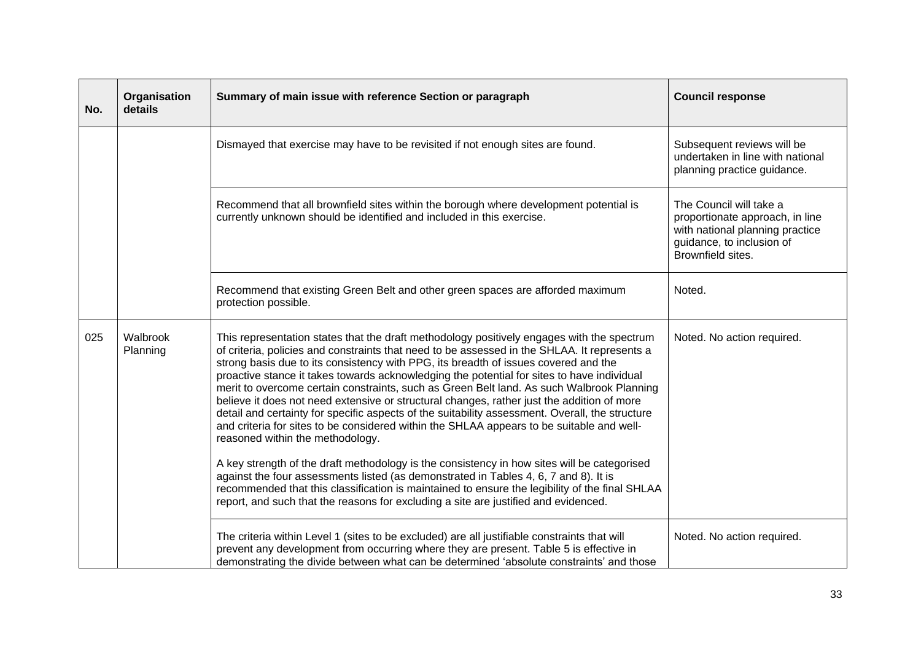| No. | Organisation details | Summary of main issue with reference Section or paragraph | Council response |
|---|---|---|---|
| | | Dismayed that exercise may have to be revisited if not enough sites are found. | Subsequent reviews will be undertaken in line with national planning practice guidance. |
| | | Recommend that all brownfield sites within the borough where development potential is currently unknown should be identified and included in this exercise. | The Council will take a proportionate approach, in line with national planning practice guidance, to inclusion of Brownfield sites. |
| | | Recommend that existing Green Belt and other green spaces are afforded maximum protection possible. | Noted. |
| 025 | Walbrook Planning | This representation states that the draft methodology positively engages with the spectrum of criteria, policies and constraints that need to be assessed in the SHLAA. It represents a strong basis due to its consistency with PPG, its breadth of issues covered and the proactive stance it takes towards acknowledging the potential for sites to have individual merit to overcome certain constraints, such as Green Belt land. As such Walbrook Planning believe it does not need extensive or structural changes, rather just the addition of more detail and certainty for specific aspects of the suitability assessment. Overall, the structure and criteria for sites to be considered within the SHLAA appears to be suitable and well-reasoned within the methodology.<br><br>A key strength of the draft methodology is the consistency in how sites will be categorised against the four assessments listed (as demonstrated in Tables 4, 6, 7 and 8). It is recommended that this classification is maintained to ensure the legibility of the final SHLAA report, and such that the reasons for excluding a site are justified and evidenced. | Noted. No action required. |
| | | The criteria within Level 1 (sites to be excluded) are all justifiable constraints that will prevent any development from occurring where they are present. Table 5 is effective in demonstrating the divide between what can be determined 'absolute constraints' and those | Noted. No action required. |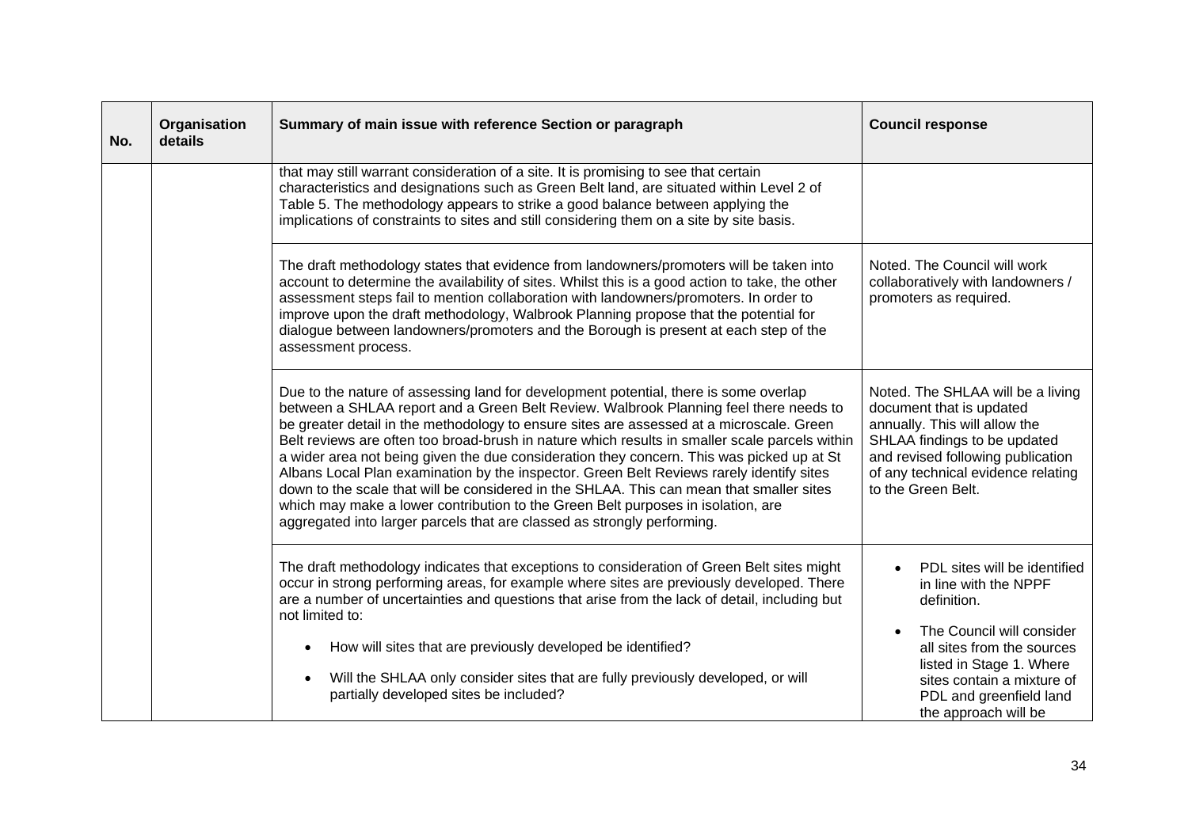| No. | Organisation details | Summary of main issue with reference Section or paragraph | Council response |
|---|---|---|---|
| | | that may still warrant consideration of a site. It is promising to see that certain characteristics and designations such as Green Belt land, are situated within Level 2 of Table 5. The methodology appears to strike a good balance between applying the implications of constraints to sites and still considering them on a site by site basis. | |
| | | The draft methodology states that evidence from landowners/promoters will be taken into account to determine the availability of sites. Whilst this is a good action to take, the other assessment steps fail to mention collaboration with landowners/promoters. In order to improve upon the draft methodology, Walbrook Planning propose that the potential for dialogue between landowners/promoters and the Borough is present at each step of the assessment process. | Noted. The Council will work collaboratively with landowners / promoters as required. |
| | | Due to the nature of assessing land for development potential, there is some overlap between a SHLAA report and a Green Belt Review. Walbrook Planning feel there needs to be greater detail in the methodology to ensure sites are assessed at a microscale. Green Belt reviews are often too broad-brush in nature which results in smaller scale parcels within a wider area not being given the due consideration they concern. This was picked up at St Albans Local Plan examination by the inspector. Green Belt Reviews rarely identify sites down to the scale that will be considered in the SHLAA. This can mean that smaller sites which may make a lower contribution to the Green Belt purposes in isolation, are aggregated into larger parcels that are classed as strongly performing. | Noted. The SHLAA will be a living document that is updated annually. This will allow the SHLAA findings to be updated and revised following publication of any technical evidence relating to the Green Belt. |
| | | The draft methodology indicates that exceptions to consideration of Green Belt sites might occur in strong performing areas, for example where sites are previously developed. There are a number of uncertainties and questions that arise from the lack of detail, including but not limited to:<br><br>• How will sites that are previously developed be identified?<br><br>• Will the SHLAA only consider sites that are fully previously developed, or will partially developed sites be included? | • PDL sites will be identified in line with the NPPF definition.<br><br>• The Council will consider all sites from the sources listed in Stage 1. Where sites contain a mixture of PDL and greenfield land the approach will be |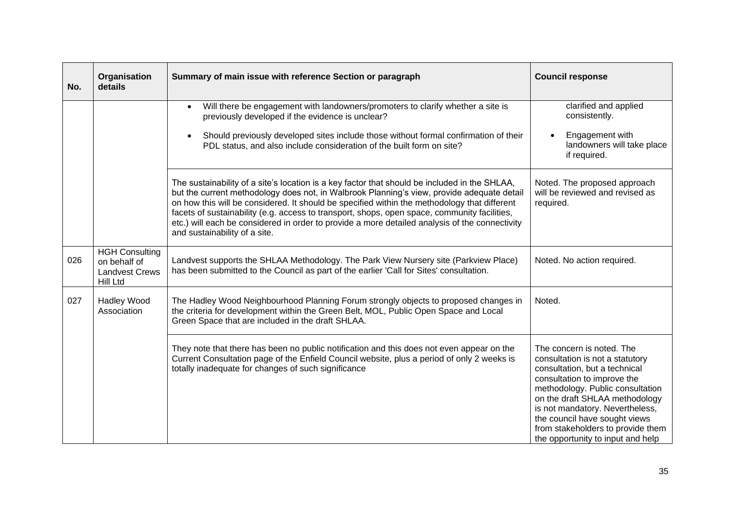| No. | Organisation details | Summary of main issue with reference Section or paragraph | Council response |
|---|---|---|---|
| | | • Will there be engagement with landowners/promoters to clarify whether a site is previously developed if the evidence is unclear?<br>• Should previously developed sites include those without formal confirmation of their PDL status, and also include consideration of the built form on site? | clarified and applied consistently.<br>• Engagement with landowners will take place if required. |
| | | The sustainability of a site's location is a key factor that should be included in the SHLAA, but the current methodology does not, in Walbrook Planning's view, provide adequate detail on how this will be considered. It should be specified within the methodology that different facets of sustainability (e.g. access to transport, shops, open space, community facilities, etc.) will each be considered in order to provide a more detailed analysis of the connectivity and sustainability of a site. | Noted. The proposed approach will be reviewed and revised as required. |
| 026 | HGH Consulting on behalf of Landvest Crews Hill Ltd | Landvest supports the SHLAA Methodology. The Park View Nursery site (Parkview Place) has been submitted to the Council as part of the earlier 'Call for Sites' consultation. | Noted. No action required. |
| 027 | Hadley Wood Association | The Hadley Wood Neighbourhood Planning Forum strongly objects to proposed changes in the criteria for development within the Green Belt, MOL, Public Open Space and Local Green Space that are included in the draft SHLAA. | Noted. |
| | | They note that there has been no public notification and this does not even appear on the Current Consultation page of the Enfield Council website, plus a period of only 2 weeks is totally inadequate for changes of such significance | The concern is noted. The consultation is not a statutory consultation, but a technical consultation to improve the methodology. Public consultation on the draft SHLAA methodology is not mandatory. Nevertheless, the council have sought views from stakeholders to provide them the opportunity to input and help |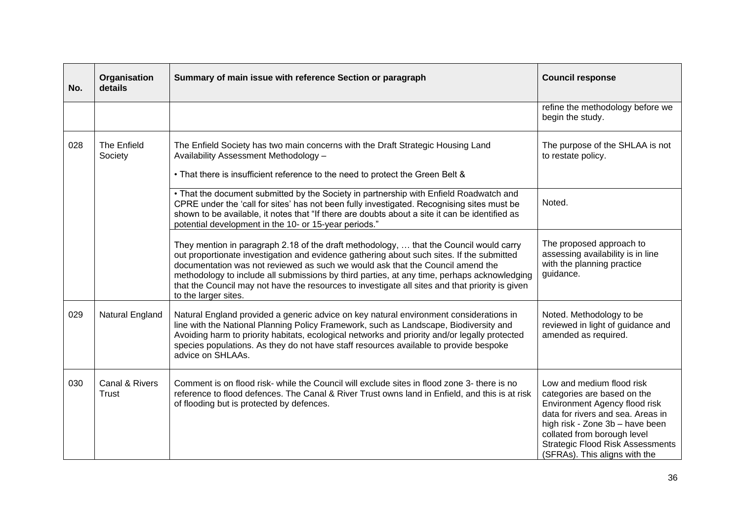| No. | Organisation details | Summary of main issue with reference Section or paragraph | Council response |
|---|---|---|---|
| | | | refine the methodology before we begin the study. |
| 028 | The Enfield Society | The Enfield Society has two main concerns with the Draft Strategic Housing Land Availability Assessment Methodology – <br><br> • That there is insufficient reference to the need to protect the Green Belt & | The purpose of the SHLAA is not to restate policy. |
| | | • That the document submitted by the Society in partnership with Enfield Roadwatch and CPRE under the 'call for sites' has not been fully investigated. Recognising sites must be shown to be available, it notes that "If there are doubts about a site it can be identified as potential development in the 10- or 15-year periods." | Noted. |
| | | They mention in paragraph 2.18 of the draft methodology, … that the Council would carry out proportionate investigation and evidence gathering about such sites. If the submitted documentation was not reviewed as such we would ask that the Council amend the methodology to include all submissions by third parties, at any time, perhaps acknowledging that the Council may not have the resources to investigate all sites and that priority is given to the larger sites. | The proposed approach to assessing availability is in line with the planning practice guidance. |
| 029 | Natural England | Natural England provided a generic advice on key natural environment considerations in line with the National Planning Policy Framework, such as Landscape, Biodiversity and Avoiding harm to priority habitats, ecological networks and priority and/or legally protected species populations. As they do not have staff resources available to provide bespoke advice on SHLAAs. | Noted. Methodology to be reviewed in light of guidance and amended as required. |
| 030 | Canal & Rivers Trust | Comment is on flood risk- while the Council will exclude sites in flood zone 3- there is no reference to flood defences. The Canal & River Trust owns land in Enfield, and this is at risk of flooding but is protected by defences. | Low and medium flood risk categories are based on the Environment Agency flood risk data for rivers and sea. Areas in high risk - Zone 3b – have been collated from borough level Strategic Flood Risk Assessments (SFRAs). This aligns with the |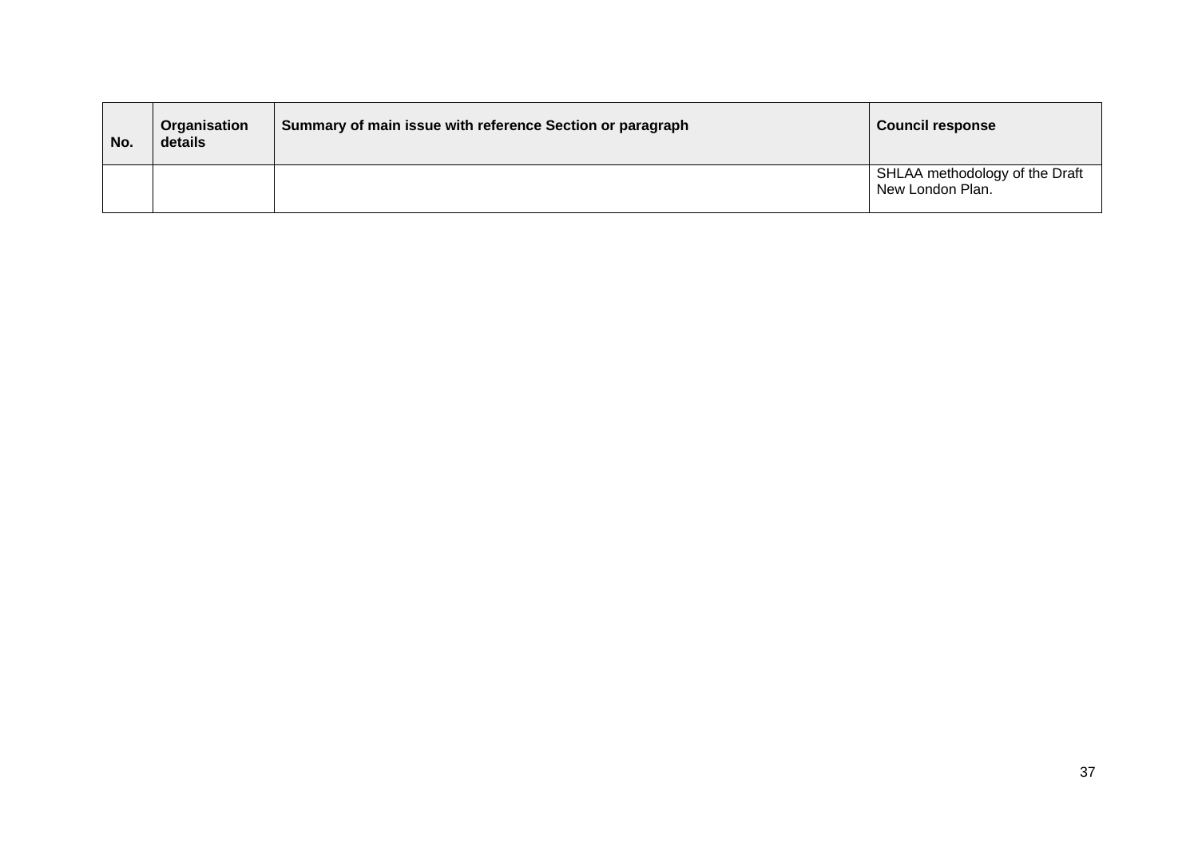| No. | Organisation details | Summary of main issue with reference Section or paragraph | Council response |
| --- | --- | --- | --- |
| | | | SHLAA methodology of the Draft New London Plan. |